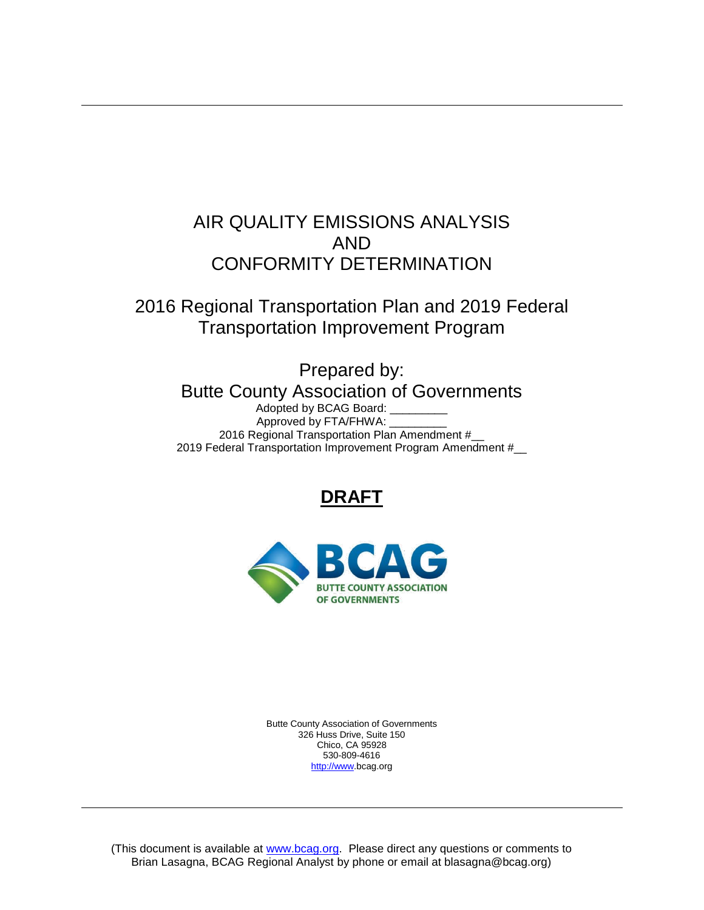# AIR QUALITY EMISSIONS ANALYSIS AND CONFORMITY DETERMINATION

## 2016 Regional Transportation Plan and 2019 Federal Transportation Improvement Program

Prepared by:
Butte County Association of Governments

Adopted by BCAG Board: _________
Approved by FTA/FHWA: _________
2016 Regional Transportation Plan Amendment #__
2019 Federal Transportation Improvement Program Amendment #__

**DRAFT**

BCAG
BUTTE COUNTY ASSOCIATION OF GOVERNMENTS

Butte County Association of Governments
326 Huss Drive, Suite 150
Chico, CA 95928
530-809-4616
http://www.bcag.org

(This document is available at www.bcag.org. Please direct any questions or comments to Brian Lasagna, BCAG Regional Analyst by phone or email at blasagna@bcag.org)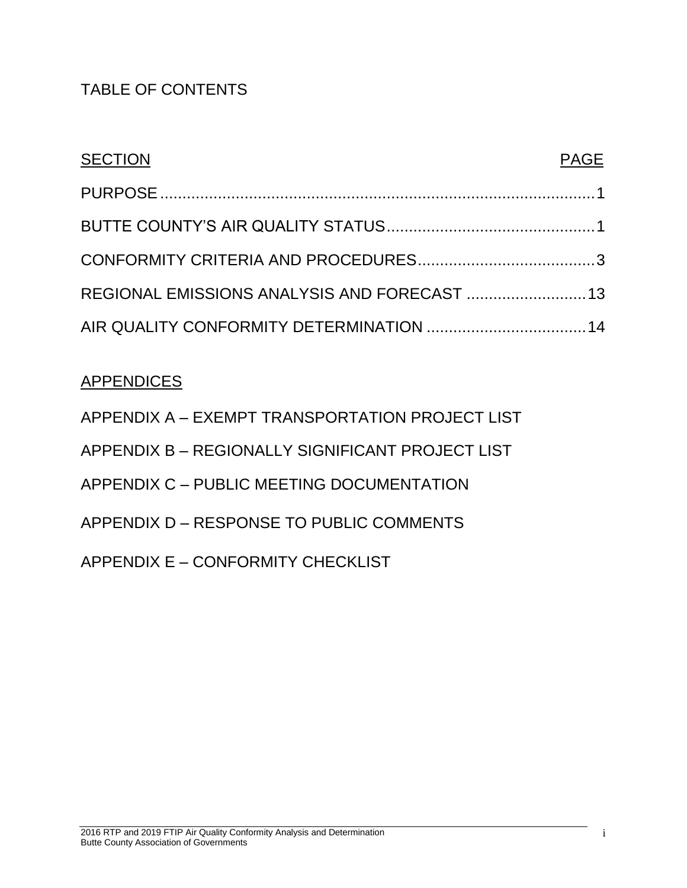# TABLE OF CONTENTS

| SECTION | PAGE |
|---|---|
| PURPOSE | 1 |
| BUTTE COUNTY'S AIR QUALITY STATUS | 1 |
| CONFORMITY CRITERIA AND PROCEDURES | 3 |
| REGIONAL EMISSIONS ANALYSIS AND FORECAST | 13 |
| AIR QUALITY CONFORMITY DETERMINATION | 14 |

## APPENDICES

APPENDIX A – EXEMPT TRANSPORTATION PROJECT LIST

APPENDIX B – REGIONALLY SIGNIFICANT PROJECT LIST

APPENDIX C – PUBLIC MEETING DOCUMENTATION

APPENDIX D – RESPONSE TO PUBLIC COMMENTS

APPENDIX E – CONFORMITY CHECKLIST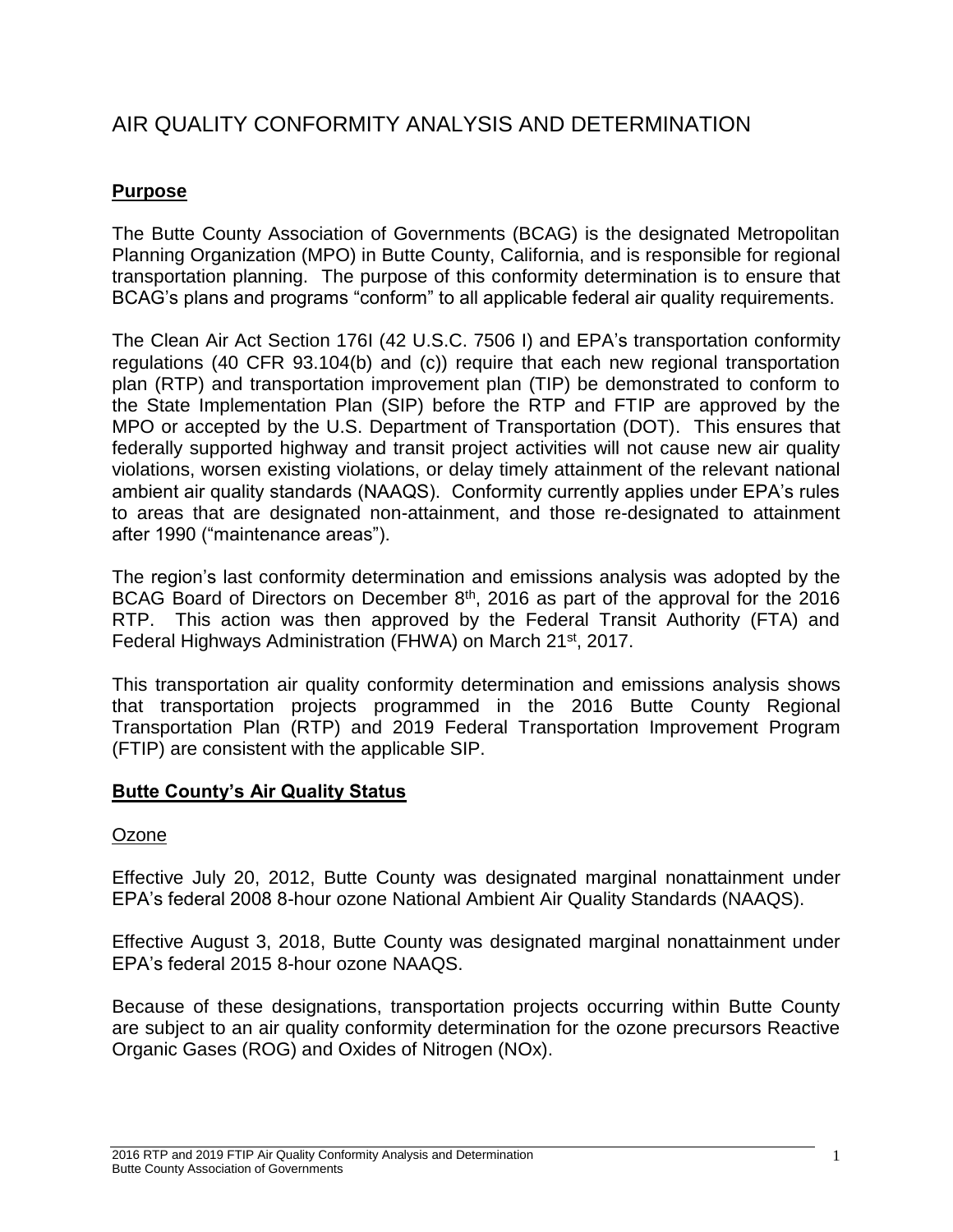# AIR QUALITY CONFORMITY ANALYSIS AND DETERMINATION

## Purpose

The Butte County Association of Governments (BCAG) is the designated Metropolitan Planning Organization (MPO) in Butte County, California, and is responsible for regional transportation planning. The purpose of this conformity determination is to ensure that BCAG's plans and programs "conform" to all applicable federal air quality requirements.

The Clean Air Act Section 176I (42 U.S.C. 7506 I) and EPA's transportation conformity regulations (40 CFR 93.104(b) and (c)) require that each new regional transportation plan (RTP) and transportation improvement plan (TIP) be demonstrated to conform to the State Implementation Plan (SIP) before the RTP and FTIP are approved by the MPO or accepted by the U.S. Department of Transportation (DOT). This ensures that federally supported highway and transit project activities will not cause new air quality violations, worsen existing violations, or delay timely attainment of the relevant national ambient air quality standards (NAAQS). Conformity currently applies under EPA's rules to areas that are designated non-attainment, and those re-designated to attainment after 1990 ("maintenance areas").

The region's last conformity determination and emissions analysis was adopted by the BCAG Board of Directors on December 8th, 2016 as part of the approval for the 2016 RTP. This action was then approved by the Federal Transit Authority (FTA) and Federal Highways Administration (FHWA) on March 21st, 2017.

This transportation air quality conformity determination and emissions analysis shows that transportation projects programmed in the 2016 Butte County Regional Transportation Plan (RTP) and 2019 Federal Transportation Improvement Program (FTIP) are consistent with the applicable SIP.

## Butte County's Air Quality Status

### Ozone

Effective July 20, 2012, Butte County was designated marginal nonattainment under EPA's federal 2008 8-hour ozone National Ambient Air Quality Standards (NAAQS).

Effective August 3, 2018, Butte County was designated marginal nonattainment under EPA's federal 2015 8-hour ozone NAAQS.

Because of these designations, transportation projects occurring within Butte County are subject to an air quality conformity determination for the ozone precursors Reactive Organic Gases (ROG) and Oxides of Nitrogen (NOx).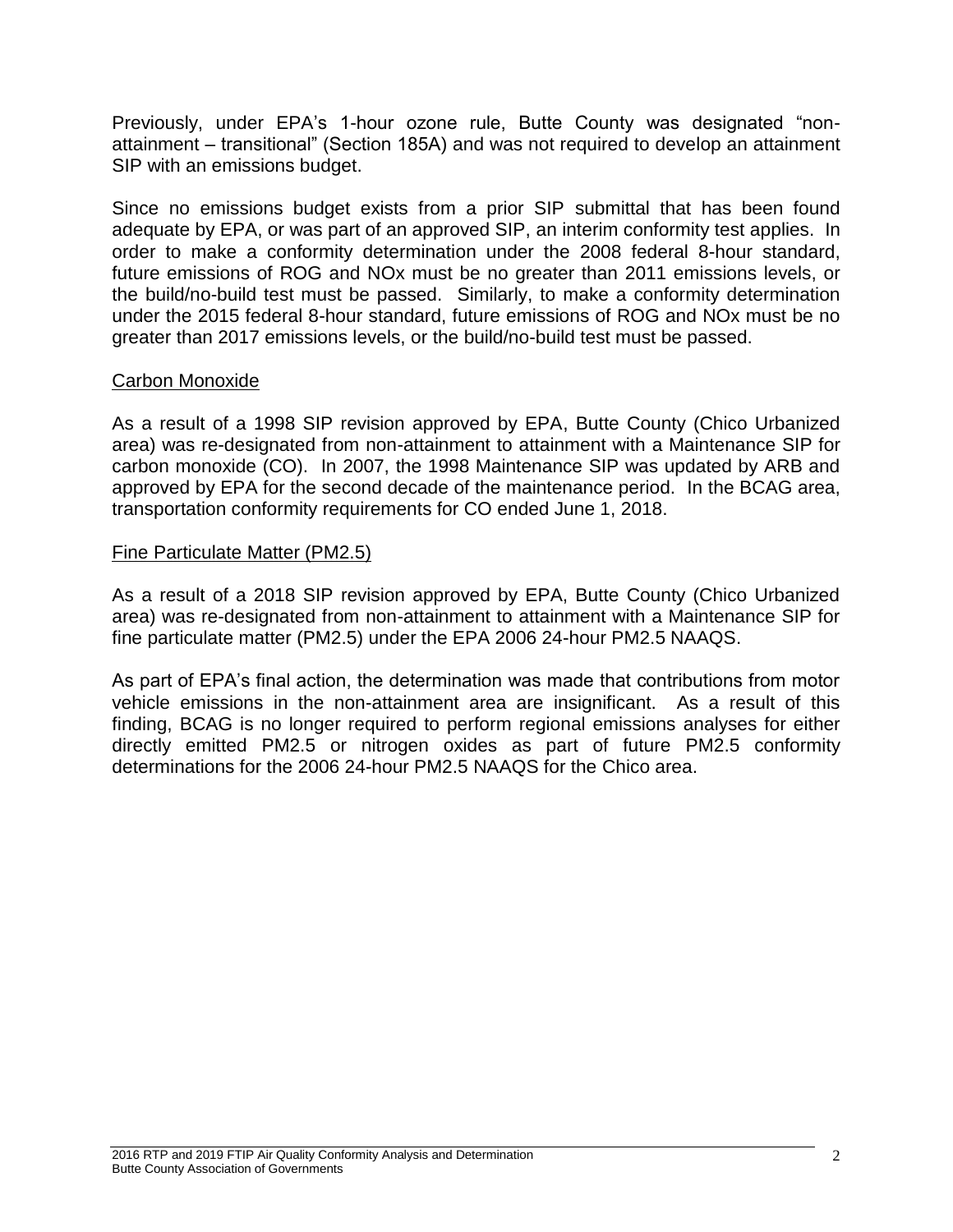Previously, under EPA's 1-hour ozone rule, Butte County was designated "non-attainment – transitional" (Section 185A) and was not required to develop an attainment SIP with an emissions budget.

Since no emissions budget exists from a prior SIP submittal that has been found adequate by EPA, or was part of an approved SIP, an interim conformity test applies. In order to make a conformity determination under the 2008 federal 8-hour standard, future emissions of ROG and NOx must be no greater than 2011 emissions levels, or the build/no-build test must be passed. Similarly, to make a conformity determination under the 2015 federal 8-hour standard, future emissions of ROG and NOx must be no greater than 2017 emissions levels, or the build/no-build test must be passed.

<u>Carbon Monoxide</u>

As a result of a 1998 SIP revision approved by EPA, Butte County (Chico Urbanized area) was re-designated from non-attainment to attainment with a Maintenance SIP for carbon monoxide (CO). In 2007, the 1998 Maintenance SIP was updated by ARB and approved by EPA for the second decade of the maintenance period. In the BCAG area, transportation conformity requirements for CO ended June 1, 2018.

<u>Fine Particulate Matter (PM2.5)</u>

As a result of a 2018 SIP revision approved by EPA, Butte County (Chico Urbanized area) was re-designated from non-attainment to attainment with a Maintenance SIP for fine particulate matter (PM2.5) under the EPA 2006 24-hour PM2.5 NAAQS.

As part of EPA's final action, the determination was made that contributions from motor vehicle emissions in the non-attainment area are insignificant. As a result of this finding, BCAG is no longer required to perform regional emissions analyses for either directly emitted PM2.5 or nitrogen oxides as part of future PM2.5 conformity determinations for the 2006 24-hour PM2.5 NAAQS for the Chico area.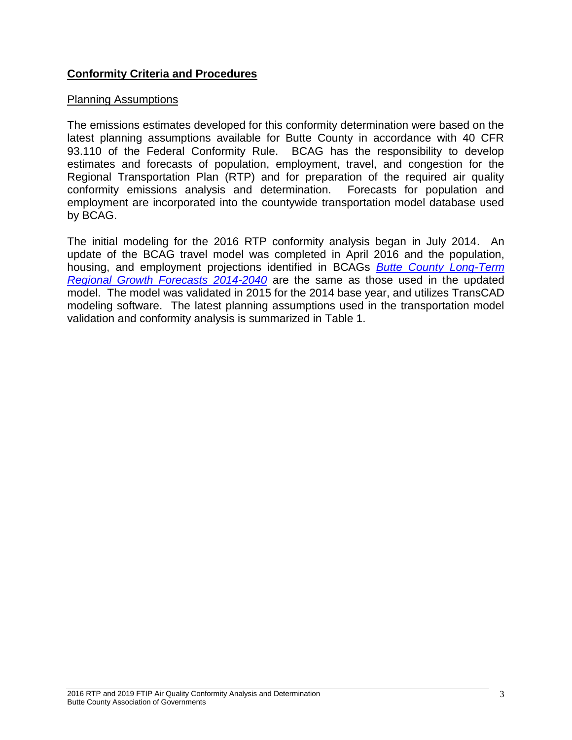## **Conformity Criteria and Procedures**

### Planning Assumptions

The emissions estimates developed for this conformity determination were based on the latest planning assumptions available for Butte County in accordance with 40 CFR 93.110 of the Federal Conformity Rule. BCAG has the responsibility to develop estimates and forecasts of population, employment, travel, and congestion for the Regional Transportation Plan (RTP) and for preparation of the required air quality conformity emissions analysis and determination. Forecasts for population and employment are incorporated into the countywide transportation model database used by BCAG.

The initial modeling for the 2016 RTP conformity analysis began in July 2014. An update of the BCAG travel model was completed in April 2016 and the population, housing, and employment projections identified in BCAGs *Butte County Long-Term Regional Growth Forecasts 2014-2040* are the same as those used in the updated model. The model was validated in 2015 for the 2014 base year, and utilizes TransCAD modeling software. The latest planning assumptions used in the transportation model validation and conformity analysis is summarized in Table 1.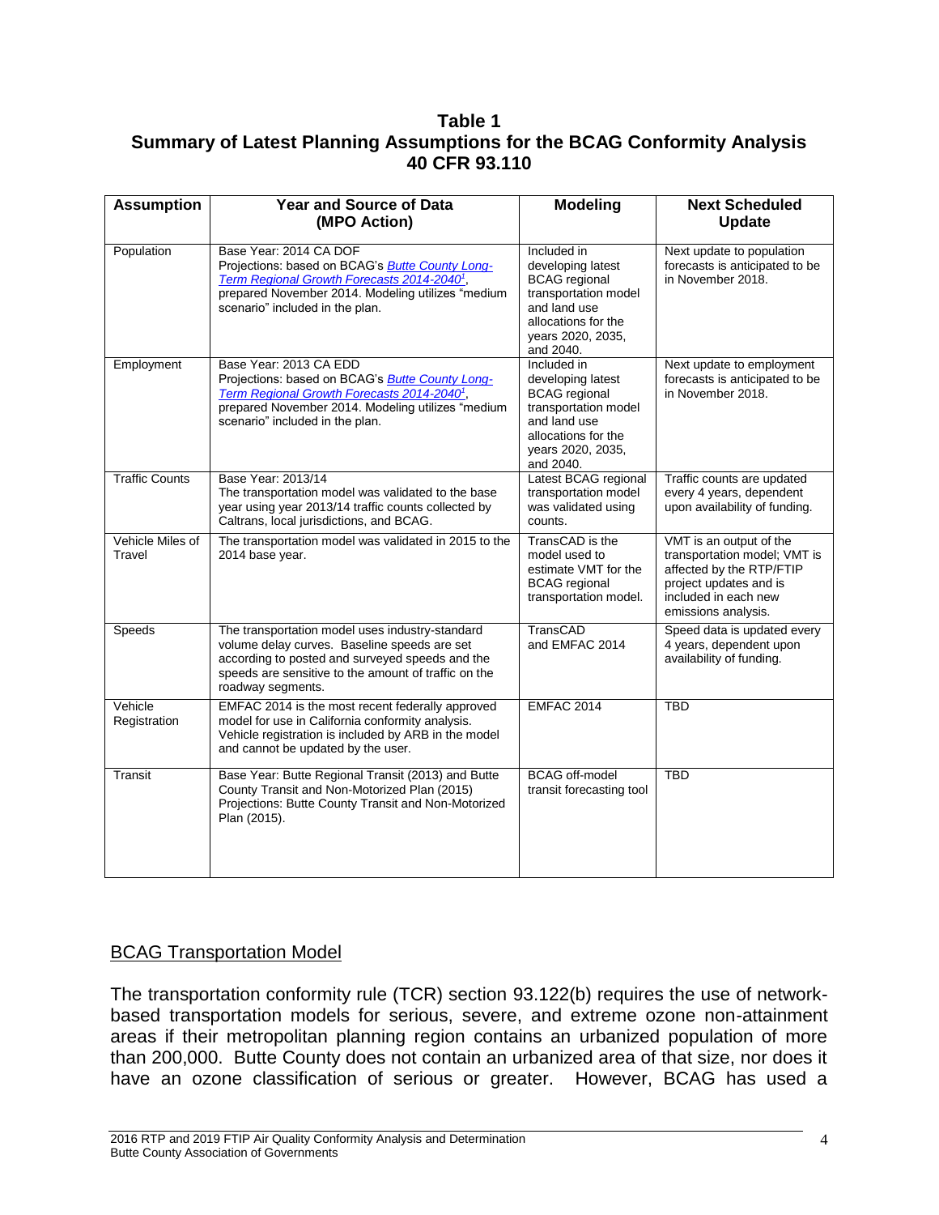**Table 1**
**Summary of Latest Planning Assumptions for the BCAG Conformity Analysis**
**40 CFR 93.110**

| Assumption | Year and Source of Data (MPO Action) | Modeling | Next Scheduled Update |
|---|---|---|---|
| Population | Base Year: 2014 CA DOF Projections: based on BCAG's *Butte County Long-Term Regional Growth Forecasts 2014-2040*[1], prepared November 2014. Modeling utilizes "medium scenario" included in the plan. | Included in developing latest BCAG regional transportation model and land use allocations for the years 2020, 2035, and 2040. | Next update to population forecasts is anticipated to be in November 2018. |
| Employment | Base Year: 2013 CA EDD Projections: based on BCAG's *Butte County Long-Term Regional Growth Forecasts 2014-2040*[1], prepared November 2014. Modeling utilizes "medium scenario" included in the plan. | Included in developing latest BCAG regional transportation model and land use allocations for the years 2020, 2035, and 2040. | Next update to employment forecasts is anticipated to be in November 2018. |
| Traffic Counts | Base Year: 2013/14 The transportation model was validated to the base year using year 2013/14 traffic counts collected by Caltrans, local jurisdictions, and BCAG. | Latest BCAG regional transportation model was validated using counts. | Traffic counts are updated every 4 years, dependent upon availability of funding. |
| Vehicle Miles of Travel | The transportation model was validated in 2015 to the 2014 base year. | TransCAD is the model used to estimate VMT for the BCAG regional transportation model. | VMT is an output of the transportation model; VMT is affected by the RTP/FTIP project updates and is included in each new emissions analysis. |
| Speeds | The transportation model uses industry-standard volume delay curves. Baseline speeds are set according to posted and surveyed speeds and the speeds are sensitive to the amount of traffic on the roadway segments. | TransCAD and EMFAC 2014 | Speed data is updated every 4 years, dependent upon availability of funding. |
| Vehicle Registration | EMFAC 2014 is the most recent federally approved model for use in California conformity analysis. Vehicle registration is included by ARB in the model and cannot be updated by the user. | EMFAC 2014 | TBD |
| Transit | Base Year: Butte Regional Transit (2013) and Butte County Transit and Non-Motorized Plan (2015) Projections: Butte County Transit and Non-Motorized Plan (2015). | BCAG off-model transit forecasting tool | TBD |

## BCAG Transportation Model

The transportation conformity rule (TCR) section 93.122(b) requires the use of network-based transportation models for serious, severe, and extreme ozone non-attainment areas if their metropolitan planning region contains an urbanized population of more than 200,000. Butte County does not contain an urbanized area of that size, nor does it have an ozone classification of serious or greater. However, BCAG has used a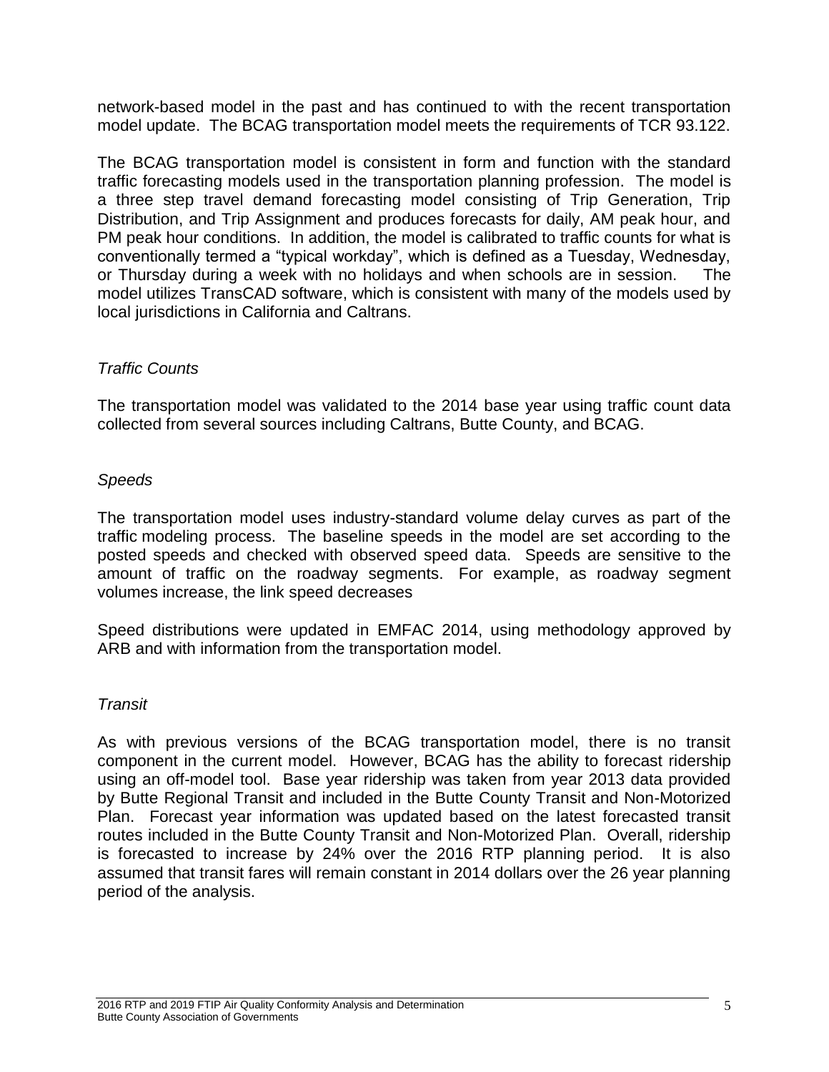network-based model in the past and has continued to with the recent transportation model update. The BCAG transportation model meets the requirements of TCR 93.122.

The BCAG transportation model is consistent in form and function with the standard traffic forecasting models used in the transportation planning profession. The model is a three step travel demand forecasting model consisting of Trip Generation, Trip Distribution, and Trip Assignment and produces forecasts for daily, AM peak hour, and PM peak hour conditions. In addition, the model is calibrated to traffic counts for what is conventionally termed a "typical workday", which is defined as a Tuesday, Wednesday, or Thursday during a week with no holidays and when schools are in session. The model utilizes TransCAD software, which is consistent with many of the models used by local jurisdictions in California and Caltrans.

*Traffic Counts*

The transportation model was validated to the 2014 base year using traffic count data collected from several sources including Caltrans, Butte County, and BCAG.

*Speeds*

The transportation model uses industry-standard volume delay curves as part of the traffic modeling process. The baseline speeds in the model are set according to the posted speeds and checked with observed speed data. Speeds are sensitive to the amount of traffic on the roadway segments. For example, as roadway segment volumes increase, the link speed decreases

Speed distributions were updated in EMFAC 2014, using methodology approved by ARB and with information from the transportation model.

*Transit*

As with previous versions of the BCAG transportation model, there is no transit component in the current model. However, BCAG has the ability to forecast ridership using an off-model tool. Base year ridership was taken from year 2013 data provided by Butte Regional Transit and included in the Butte County Transit and Non-Motorized Plan. Forecast year information was updated based on the latest forecasted transit routes included in the Butte County Transit and Non-Motorized Plan. Overall, ridership is forecasted to increase by 24% over the 2016 RTP planning period. It is also assumed that transit fares will remain constant in 2014 dollars over the 26 year planning period of the analysis.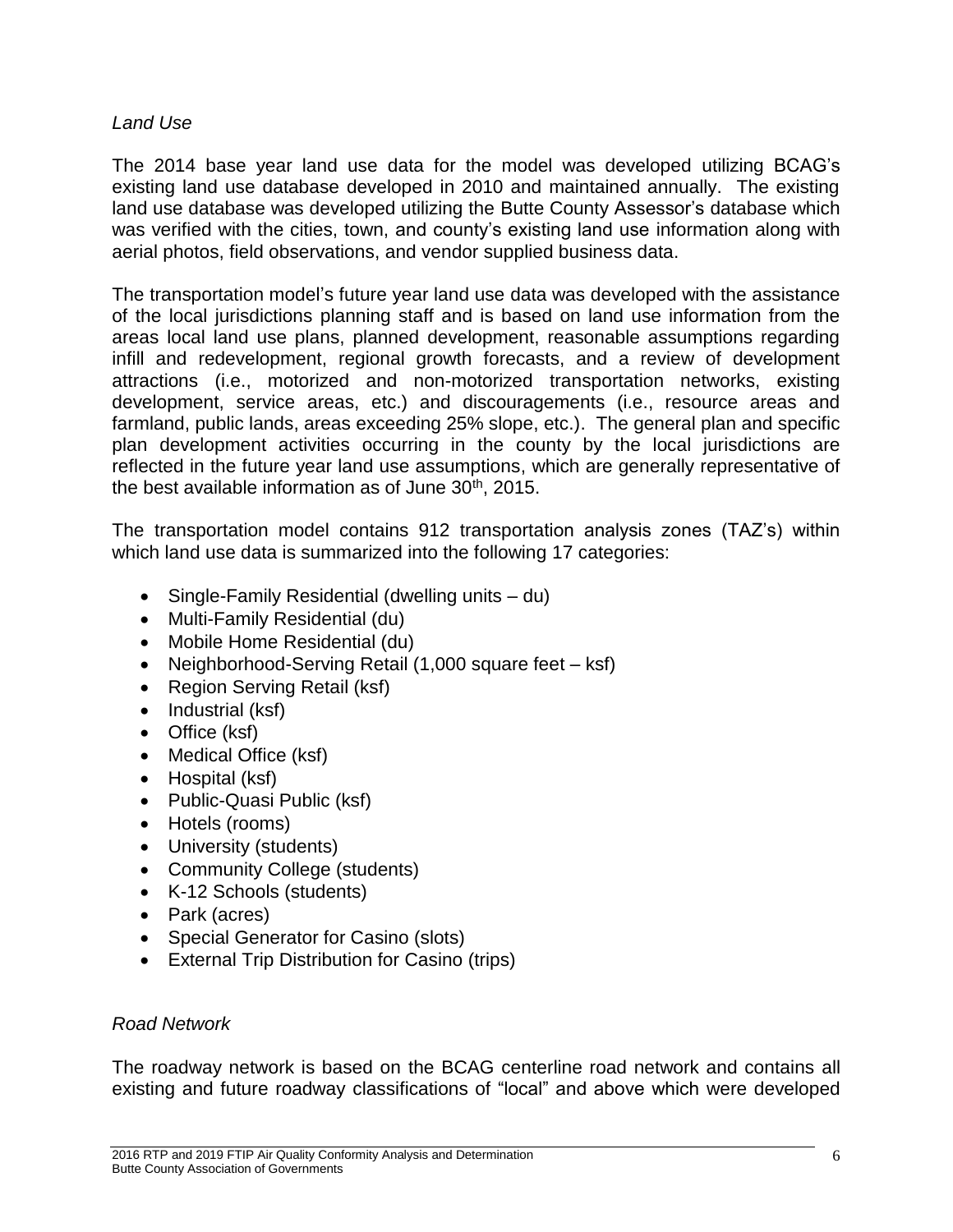*Land Use*

The 2014 base year land use data for the model was developed utilizing BCAG's existing land use database developed in 2010 and maintained annually. The existing land use database was developed utilizing the Butte County Assessor's database which was verified with the cities, town, and county's existing land use information along with aerial photos, field observations, and vendor supplied business data.

The transportation model's future year land use data was developed with the assistance of the local jurisdictions planning staff and is based on land use information from the areas local land use plans, planned development, reasonable assumptions regarding infill and redevelopment, regional growth forecasts, and a review of development attractions (i.e., motorized and non-motorized transportation networks, existing development, service areas, etc.) and discouragements (i.e., resource areas and farmland, public lands, areas exceeding 25% slope, etc.). The general plan and specific plan development activities occurring in the county by the local jurisdictions are reflected in the future year land use assumptions, which are generally representative of the best available information as of June 30th, 2015.

The transportation model contains 912 transportation analysis zones (TAZ's) within which land use data is summarized into the following 17 categories:

- Single-Family Residential (dwelling units – du)
- Multi-Family Residential (du)
- Mobile Home Residential (du)
- Neighborhood-Serving Retail (1,000 square feet – ksf)
- Region Serving Retail (ksf)
- Industrial (ksf)
- Office (ksf)
- Medical Office (ksf)
- Hospital (ksf)
- Public-Quasi Public (ksf)
- Hotels (rooms)
- University (students)
- Community College (students)
- K-12 Schools (students)
- Park (acres)
- Special Generator for Casino (slots)
- External Trip Distribution for Casino (trips)

*Road Network*

The roadway network is based on the BCAG centerline road network and contains all existing and future roadway classifications of "local" and above which were developed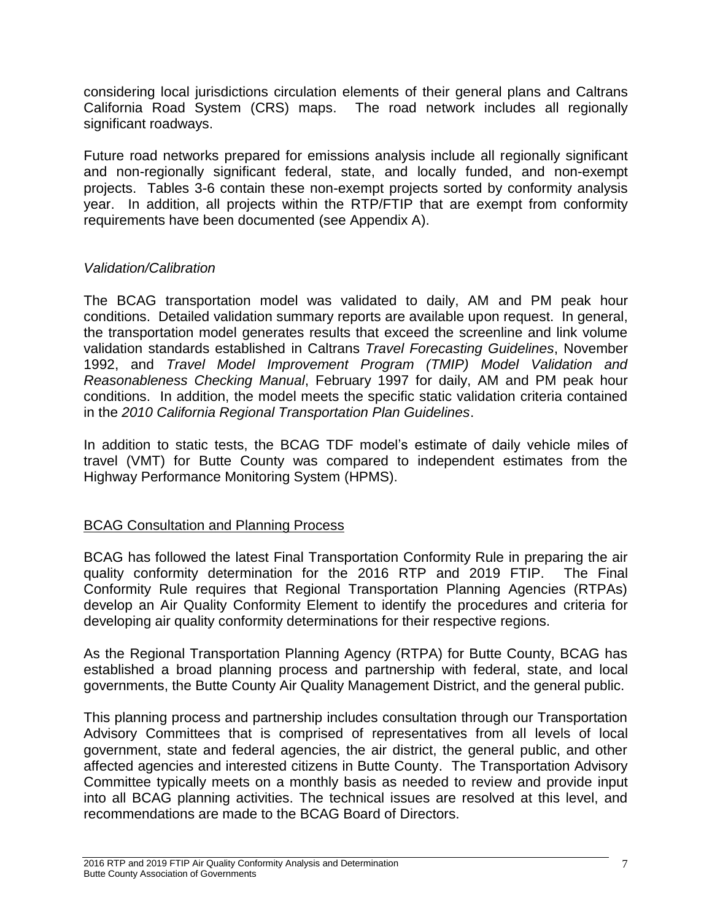considering local jurisdictions circulation elements of their general plans and Caltrans California Road System (CRS) maps. The road network includes all regionally significant roadways.

Future road networks prepared for emissions analysis include all regionally significant and non-regionally significant federal, state, and locally funded, and non-exempt projects. Tables 3-6 contain these non-exempt projects sorted by conformity analysis year. In addition, all projects within the RTP/FTIP that are exempt from conformity requirements have been documented (see Appendix A).

*Validation/Calibration*

The BCAG transportation model was validated to daily, AM and PM peak hour conditions. Detailed validation summary reports are available upon request. In general, the transportation model generates results that exceed the screenline and link volume validation standards established in Caltrans *Travel Forecasting Guidelines*, November 1992, and *Travel Model Improvement Program (TMIP) Model Validation and Reasonableness Checking Manual*, February 1997 for daily, AM and PM peak hour conditions. In addition, the model meets the specific static validation criteria contained in the *2010 California Regional Transportation Plan Guidelines*.

In addition to static tests, the BCAG TDF model's estimate of daily vehicle miles of travel (VMT) for Butte County was compared to independent estimates from the Highway Performance Monitoring System (HPMS).

## BCAG Consultation and Planning Process

BCAG has followed the latest Final Transportation Conformity Rule in preparing the air quality conformity determination for the 2016 RTP and 2019 FTIP. The Final Conformity Rule requires that Regional Transportation Planning Agencies (RTPAs) develop an Air Quality Conformity Element to identify the procedures and criteria for developing air quality conformity determinations for their respective regions.

As the Regional Transportation Planning Agency (RTPA) for Butte County, BCAG has established a broad planning process and partnership with federal, state, and local governments, the Butte County Air Quality Management District, and the general public.

This planning process and partnership includes consultation through our Transportation Advisory Committees that is comprised of representatives from all levels of local government, state and federal agencies, the air district, the general public, and other affected agencies and interested citizens in Butte County. The Transportation Advisory Committee typically meets on a monthly basis as needed to review and provide input into all BCAG planning activities. The technical issues are resolved at this level, and recommendations are made to the BCAG Board of Directors.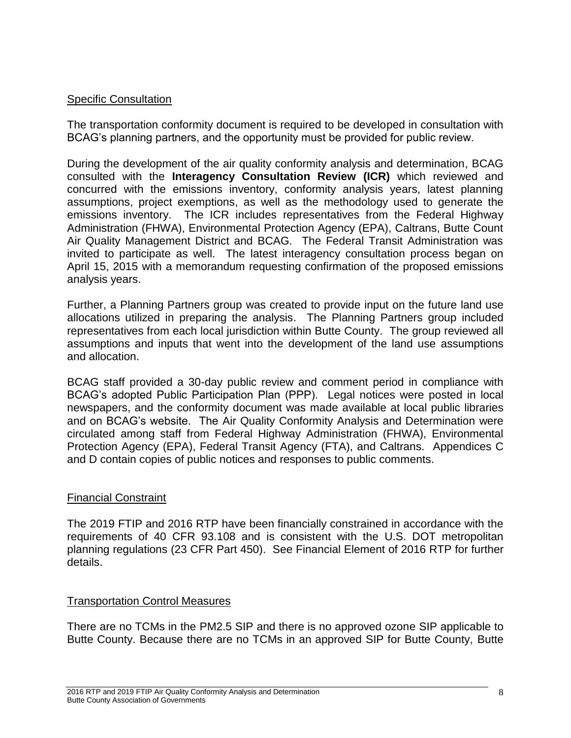## Specific Consultation

The transportation conformity document is required to be developed in consultation with BCAG's planning partners, and the opportunity must be provided for public review.

During the development of the air quality conformity analysis and determination, BCAG consulted with the **Interagency Consultation Review (ICR)** which reviewed and concurred with the emissions inventory, conformity analysis years, latest planning assumptions, project exemptions, as well as the methodology used to generate the emissions inventory. The ICR includes representatives from the Federal Highway Administration (FHWA), Environmental Protection Agency (EPA), Caltrans, Butte Count Air Quality Management District and BCAG. The Federal Transit Administration was invited to participate as well. The latest interagency consultation process began on April 15, 2015 with a memorandum requesting confirmation of the proposed emissions analysis years.

Further, a Planning Partners group was created to provide input on the future land use allocations utilized in preparing the analysis. The Planning Partners group included representatives from each local jurisdiction within Butte County. The group reviewed all assumptions and inputs that went into the development of the land use assumptions and allocation.

BCAG staff provided a 30-day public review and comment period in compliance with BCAG's adopted Public Participation Plan (PPP). Legal notices were posted in local newspapers, and the conformity document was made available at local public libraries and on BCAG's website. The Air Quality Conformity Analysis and Determination were circulated among staff from Federal Highway Administration (FHWA), Environmental Protection Agency (EPA), Federal Transit Agency (FTA), and Caltrans. Appendices C and D contain copies of public notices and responses to public comments.

## Financial Constraint

The 2019 FTIP and 2016 RTP have been financially constrained in accordance with the requirements of 40 CFR 93.108 and is consistent with the U.S. DOT metropolitan planning regulations (23 CFR Part 450). See Financial Element of 2016 RTP for further details.

## Transportation Control Measures

There are no TCMs in the PM2.5 SIP and there is no approved ozone SIP applicable to Butte County. Because there are no TCMs in an approved SIP for Butte County, Butte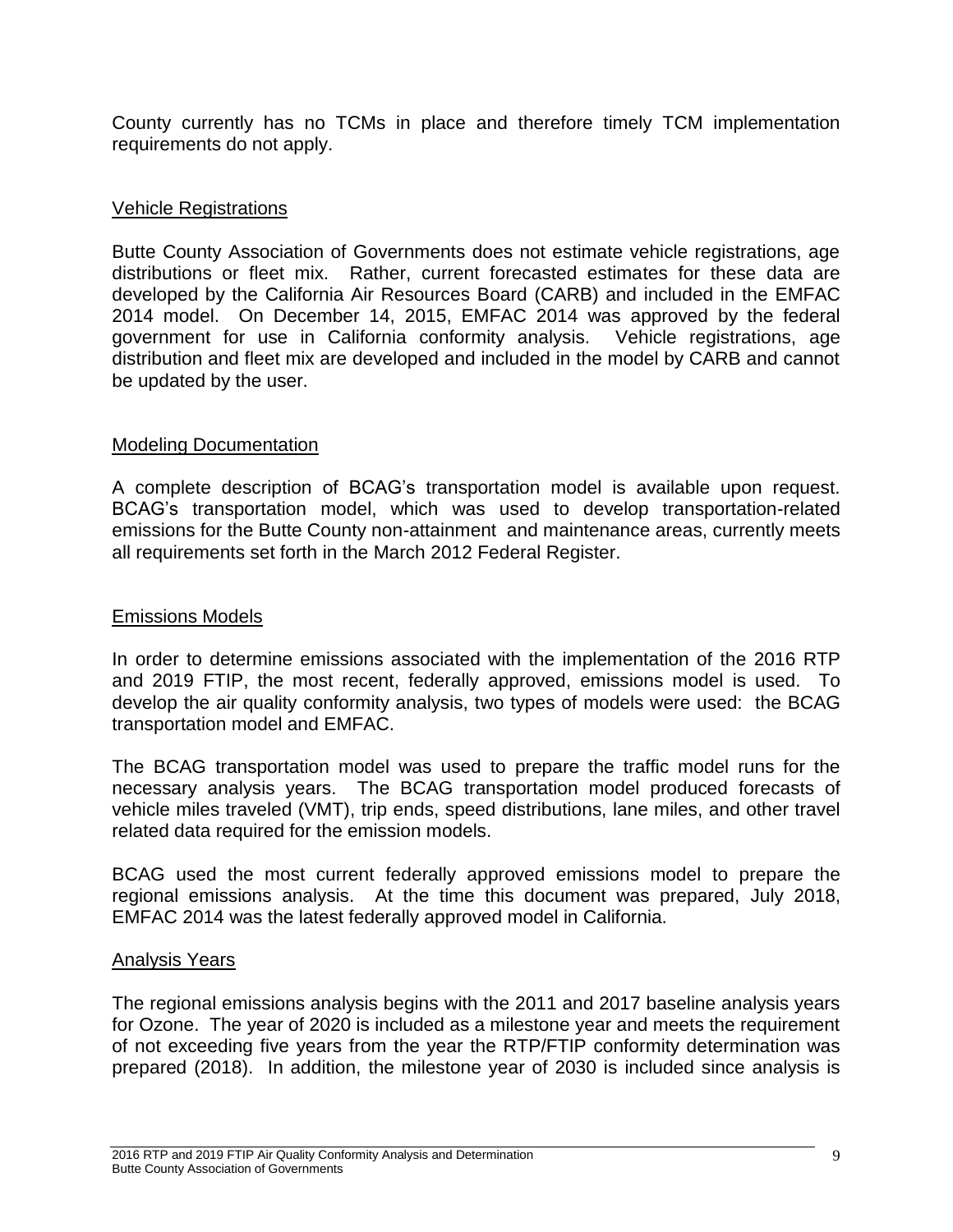County currently has no TCMs in place and therefore timely TCM implementation requirements do not apply.

## Vehicle Registrations

Butte County Association of Governments does not estimate vehicle registrations, age distributions or fleet mix. Rather, current forecasted estimates for these data are developed by the California Air Resources Board (CARB) and included in the EMFAC 2014 model. On December 14, 2015, EMFAC 2014 was approved by the federal government for use in California conformity analysis. Vehicle registrations, age distribution and fleet mix are developed and included in the model by CARB and cannot be updated by the user.

## Modeling Documentation

A complete description of BCAG's transportation model is available upon request. BCAG's transportation model, which was used to develop transportation-related emissions for the Butte County non-attainment and maintenance areas, currently meets all requirements set forth in the March 2012 Federal Register.

## Emissions Models

In order to determine emissions associated with the implementation of the 2016 RTP and 2019 FTIP, the most recent, federally approved, emissions model is used. To develop the air quality conformity analysis, two types of models were used: the BCAG transportation model and EMFAC.

The BCAG transportation model was used to prepare the traffic model runs for the necessary analysis years. The BCAG transportation model produced forecasts of vehicle miles traveled (VMT), trip ends, speed distributions, lane miles, and other travel related data required for the emission models.

BCAG used the most current federally approved emissions model to prepare the regional emissions analysis. At the time this document was prepared, July 2018, EMFAC 2014 was the latest federally approved model in California.

## Analysis Years

The regional emissions analysis begins with the 2011 and 2017 baseline analysis years for Ozone. The year of 2020 is included as a milestone year and meets the requirement of not exceeding five years from the year the RTP/FTIP conformity determination was prepared (2018). In addition, the milestone year of 2030 is included since analysis is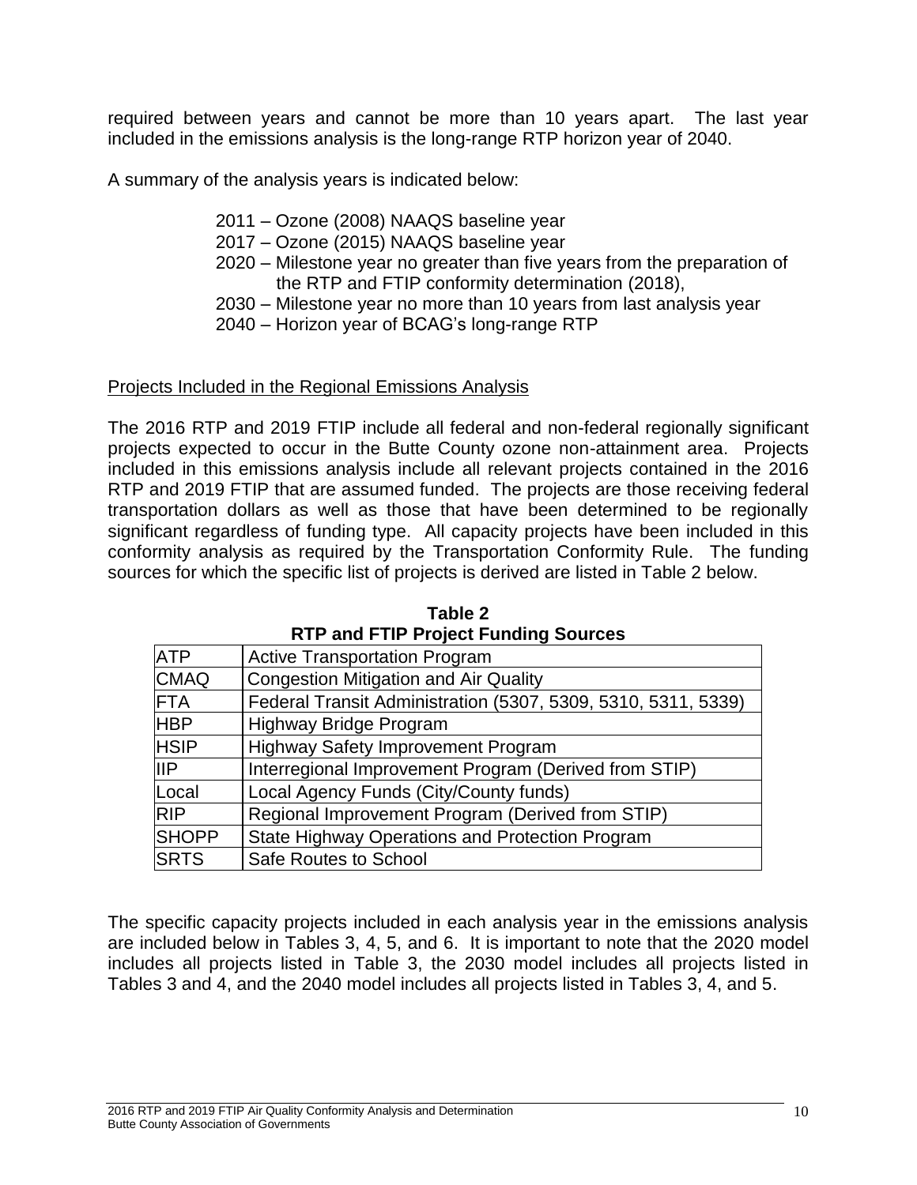required between years and cannot be more than 10 years apart. The last year included in the emissions analysis is the long-range RTP horizon year of 2040.

A summary of the analysis years is indicated below:

- 2011 – Ozone (2008) NAAQS baseline year
- 2017 – Ozone (2015) NAAQS baseline year
- 2020 – Milestone year no greater than five years from the preparation of the RTP and FTIP conformity determination (2018),
- 2030 – Milestone year no more than 10 years from last analysis year
- 2040 – Horizon year of BCAG's long-range RTP

Projects Included in the Regional Emissions Analysis

The 2016 RTP and 2019 FTIP include all federal and non-federal regionally significant projects expected to occur in the Butte County ozone non-attainment area. Projects included in this emissions analysis include all relevant projects contained in the 2016 RTP and 2019 FTIP that are assumed funded. The projects are those receiving federal transportation dollars as well as those that have been determined to be regionally significant regardless of funding type. All capacity projects have been included in this conformity analysis as required by the Transportation Conformity Rule. The funding sources for which the specific list of projects is derived are listed in Table 2 below.

**Table 2**
**RTP and FTIP Project Funding Sources**

| | |
|---|---|
| ATP | Active Transportation Program |
| CMAQ | Congestion Mitigation and Air Quality |
| FTA | Federal Transit Administration (5307, 5309, 5310, 5311, 5339) |
| HBP | Highway Bridge Program |
| HSIP | Highway Safety Improvement Program |
| IIP | Interregional Improvement Program (Derived from STIP) |
| Local | Local Agency Funds (City/County funds) |
| RIP | Regional Improvement Program (Derived from STIP) |
| SHOPP | State Highway Operations and Protection Program |
| SRTS | Safe Routes to School |

The specific capacity projects included in each analysis year in the emissions analysis are included below in Tables 3, 4, 5, and 6. It is important to note that the 2020 model includes all projects listed in Table 3, the 2030 model includes all projects listed in Tables 3 and 4, and the 2040 model includes all projects listed in Tables 3, 4, and 5.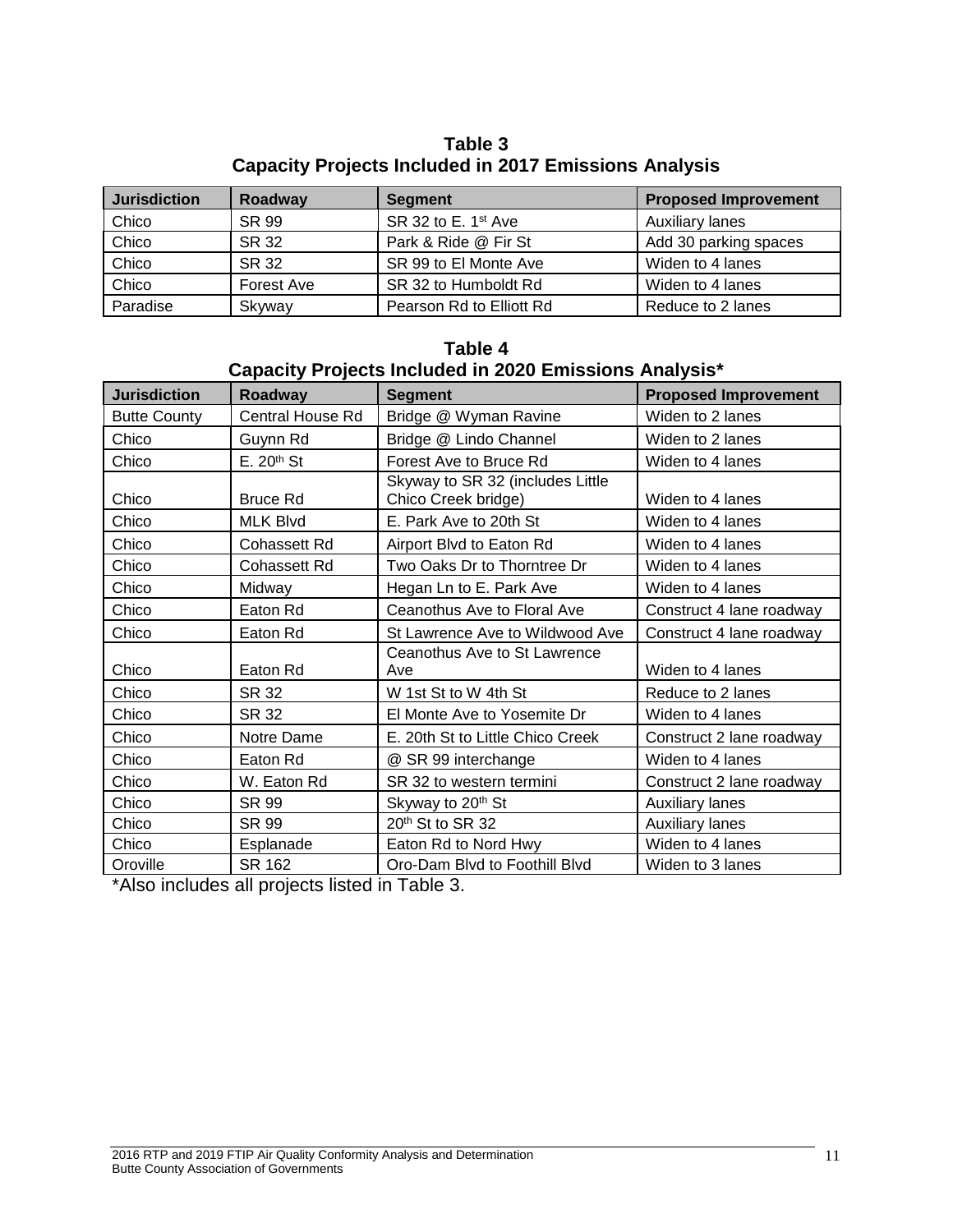**Table 3**
**Capacity Projects Included in 2017 Emissions Analysis**

| Jurisdiction | Roadway | Segment | Proposed Improvement |
|---|---|---|---|
| Chico | SR 99 | SR 32 to E. 1st Ave | Auxiliary lanes |
| Chico | SR 32 | Park & Ride @ Fir St | Add 30 parking spaces |
| Chico | SR 32 | SR 99 to El Monte Ave | Widen to 4 lanes |
| Chico | Forest Ave | SR 32 to Humboldt Rd | Widen to 4 lanes |
| Paradise | Skyway | Pearson Rd to Elliott Rd | Reduce to 2 lanes |

**Table 4**
**Capacity Projects Included in 2020 Emissions Analysis***

| Jurisdiction | Roadway | Segment | Proposed Improvement |
|---|---|---|---|
| Butte County | Central House Rd | Bridge @ Wyman Ravine | Widen to 2 lanes |
| Chico | Guynn Rd | Bridge @ Lindo Channel | Widen to 2 lanes |
| Chico | E. 20th St | Forest Ave to Bruce Rd | Widen to 4 lanes |
| Chico | Bruce Rd | Skyway to SR 32 (includes Little Chico Creek bridge) | Widen to 4 lanes |
| Chico | MLK Blvd | E. Park Ave to 20th St | Widen to 4 lanes |
| Chico | Cohassett Rd | Airport Blvd to Eaton Rd | Widen to 4 lanes |
| Chico | Cohassett Rd | Two Oaks Dr to Thorntree Dr | Widen to 4 lanes |
| Chico | Midway | Hegan Ln to E. Park Ave | Widen to 4 lanes |
| Chico | Eaton Rd | Ceanothus Ave to Floral Ave | Construct 4 lane roadway |
| Chico | Eaton Rd | St Lawrence Ave to Wildwood Ave | Construct 4 lane roadway |
| Chico | Eaton Rd | Ceanothus Ave to St Lawrence Ave | Widen to 4 lanes |
| Chico | SR 32 | W 1st St to W 4th St | Reduce to 2 lanes |
| Chico | SR 32 | El Monte Ave to Yosemite Dr | Widen to 4 lanes |
| Chico | Notre Dame | E. 20th St to Little Chico Creek | Construct 2 lane roadway |
| Chico | Eaton Rd | @ SR 99 interchange | Widen to 4 lanes |
| Chico | W. Eaton Rd | SR 32 to western termini | Construct 2 lane roadway |
| Chico | SR 99 | Skyway to 20th St | Auxiliary lanes |
| Chico | SR 99 | 20th St to SR 32 | Auxiliary lanes |
| Chico | Esplanade | Eaton Rd to Nord Hwy | Widen to 4 lanes |
| Oroville | SR 162 | Oro-Dam Blvd to Foothill Blvd | Widen to 3 lanes |

*Also includes all projects listed in Table 3.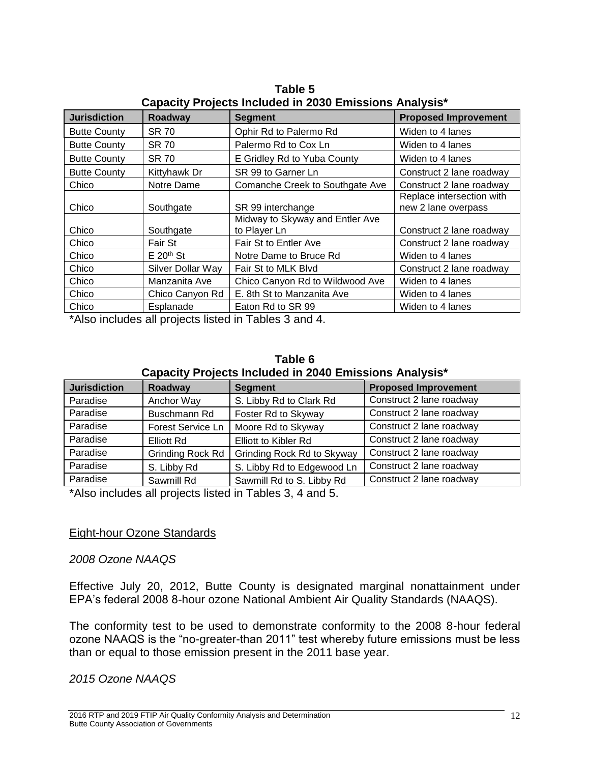**Table 5**
**Capacity Projects Included in 2030 Emissions Analysis***

| Jurisdiction | Roadway | Segment | Proposed Improvement |
|---|---|---|---|
| Butte County | SR 70 | Ophir Rd to Palermo Rd | Widen to 4 lanes |
| Butte County | SR 70 | Palermo Rd to Cox Ln | Widen to 4 lanes |
| Butte County | SR 70 | E Gridley Rd to Yuba County | Widen to 4 lanes |
| Butte County | Kittyhawk Dr | SR 99 to Garner Ln | Construct 2 lane roadway |
| Chico | Notre Dame | Comanche Creek to Southgate Ave | Construct 2 lane roadway |
| Chico | Southgate | SR 99 interchange | Replace intersection with new 2 lane overpass |
| Chico | Southgate | Midway to Skyway and Entler Ave to Player Ln | Construct 2 lane roadway |
| Chico | Fair St | Fair St to Entler Ave | Construct 2 lane roadway |
| Chico | E 20th St | Notre Dame to Bruce Rd | Widen to 4 lanes |
| Chico | Silver Dollar Way | Fair St to MLK Blvd | Construct 2 lane roadway |
| Chico | Manzanita Ave | Chico Canyon Rd to Wildwood Ave | Widen to 4 lanes |
| Chico | Chico Canyon Rd | E. 8th St to Manzanita Ave | Widen to 4 lanes |
| Chico | Esplanade | Eaton Rd to SR 99 | Widen to 4 lanes |

*Also includes all projects listed in Tables 3 and 4.

**Table 6**
**Capacity Projects Included in 2040 Emissions Analysis***

| Jurisdiction | Roadway | Segment | Proposed Improvement |
|---|---|---|---|
| Paradise | Anchor Way | S. Libby Rd to Clark Rd | Construct 2 lane roadway |
| Paradise | Buschmann Rd | Foster Rd to Skyway | Construct 2 lane roadway |
| Paradise | Forest Service Ln | Moore Rd to Skyway | Construct 2 lane roadway |
| Paradise | Elliott Rd | Elliott to Kibler Rd | Construct 2 lane roadway |
| Paradise | Grinding Rock Rd | Grinding Rock Rd to Skyway | Construct 2 lane roadway |
| Paradise | S. Libby Rd | S. Libby Rd to Edgewood Ln | Construct 2 lane roadway |
| Paradise | Sawmill Rd | Sawmill Rd to S. Libby Rd | Construct 2 lane roadway |

*Also includes all projects listed in Tables 3, 4 and 5.

## Eight-hour Ozone Standards

*2008 Ozone NAAQS*

Effective July 20, 2012, Butte County is designated marginal nonattainment under EPA's federal 2008 8-hour ozone National Ambient Air Quality Standards (NAAQS).

The conformity test to be used to demonstrate conformity to the 2008 8-hour federal ozone NAAQS is the "no-greater-than 2011" test whereby future emissions must be less than or equal to those emission present in the 2011 base year.

*2015 Ozone NAAQS*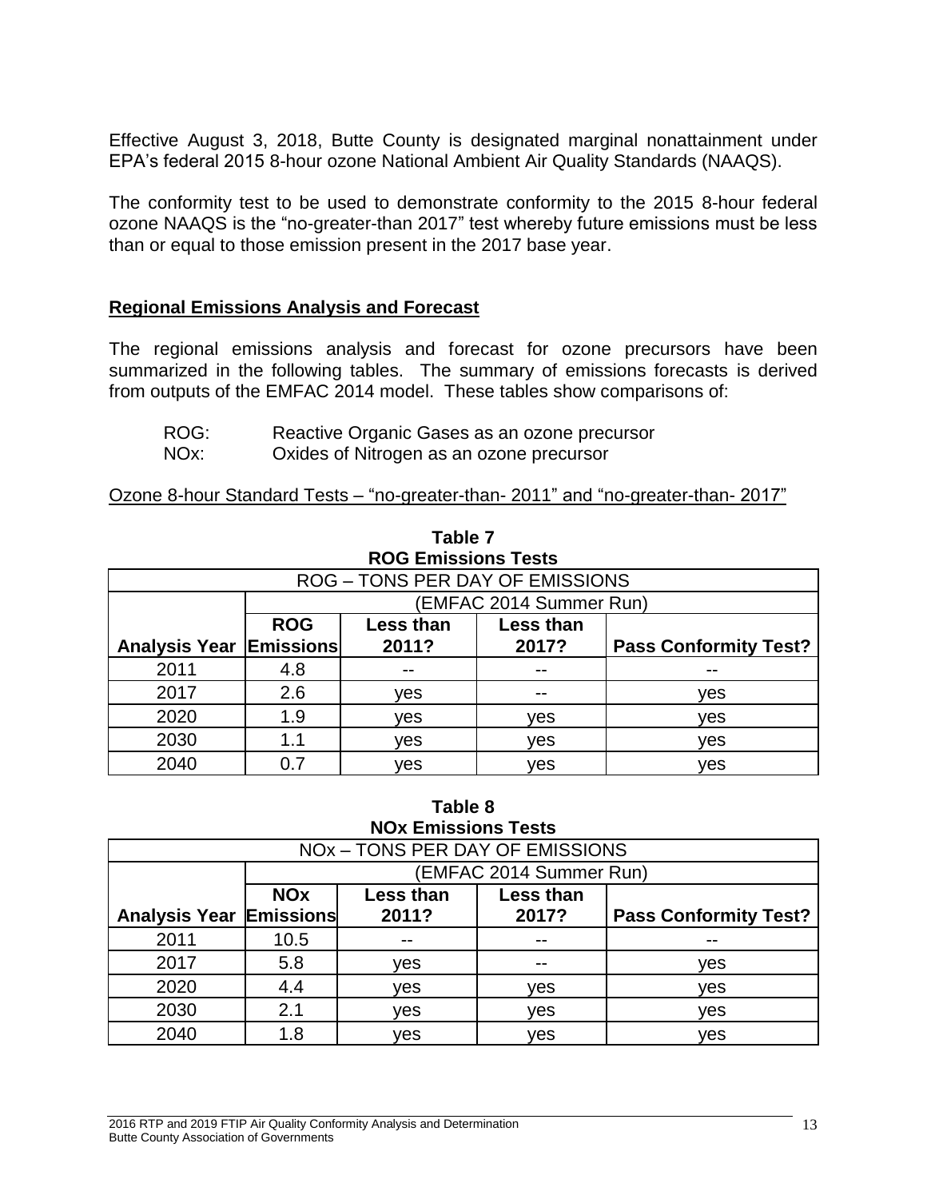Effective August 3, 2018, Butte County is designated marginal nonattainment under EPA's federal 2015 8-hour ozone National Ambient Air Quality Standards (NAAQS).

The conformity test to be used to demonstrate conformity to the 2015 8-hour federal ozone NAAQS is the "no-greater-than 2017" test whereby future emissions must be less than or equal to those emission present in the 2017 base year.

## **Regional Emissions Analysis and Forecast**

The regional emissions analysis and forecast for ozone precursors have been summarized in the following tables. The summary of emissions forecasts is derived from outputs of the EMFAC 2014 model. These tables show comparisons of:

ROG: Reactive Organic Gases as an ozone precursor
NOx: Oxides of Nitrogen as an ozone precursor

Ozone 8-hour Standard Tests – "no-greater-than- 2011" and "no-greater-than- 2017"

**Table 7**
**ROG Emissions Tests**

| ROG – TONS PER DAY OF EMISSIONS | | | | |
|---|---|---|---|---|
| | (EMFAC 2014 Summer Run) | | | |
| **Analysis Year** | **ROG Emissions** | **Less than 2011?** | **Less than 2017?** | **Pass Conformity Test?** |
| 2011 | 4.8 | -- | -- | -- |
| 2017 | 2.6 | yes | -- | yes |
| 2020 | 1.9 | yes | yes | yes |
| 2030 | 1.1 | yes | yes | yes |
| 2040 | 0.7 | yes | yes | yes |

**Table 8**
**NOx Emissions Tests**

| NOx – TONS PER DAY OF EMISSIONS | | | | |
|---|---|---|---|---|
| | (EMFAC 2014 Summer Run) | | | |
| **Analysis Year** | **NOx Emissions** | **Less than 2011?** | **Less than 2017?** | **Pass Conformity Test?** |
| 2011 | 10.5 | -- | -- | -- |
| 2017 | 5.8 | yes | -- | yes |
| 2020 | 4.4 | yes | yes | yes |
| 2030 | 2.1 | yes | yes | yes |
| 2040 | 1.8 | yes | yes | yes |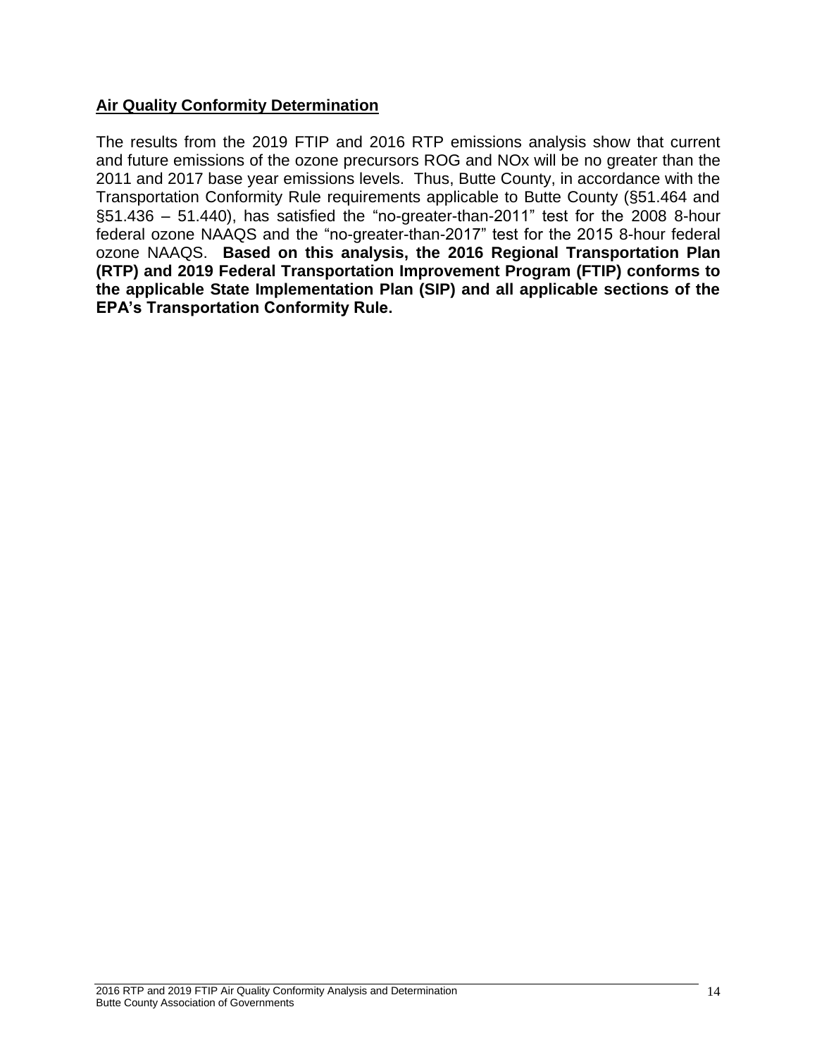## Air Quality Conformity Determination

The results from the 2019 FTIP and 2016 RTP emissions analysis show that current and future emissions of the ozone precursors ROG and NOx will be no greater than the 2011 and 2017 base year emissions levels. Thus, Butte County, in accordance with the Transportation Conformity Rule requirements applicable to Butte County (§51.464 and §51.436 – 51.440), has satisfied the "no-greater-than-2011" test for the 2008 8-hour federal ozone NAAQS and the "no-greater-than-2017" test for the 2015 8-hour federal ozone NAAQS. **Based on this analysis, the 2016 Regional Transportation Plan (RTP) and 2019 Federal Transportation Improvement Program (FTIP) conforms to the applicable State Implementation Plan (SIP) and all applicable sections of the EPA's Transportation Conformity Rule.**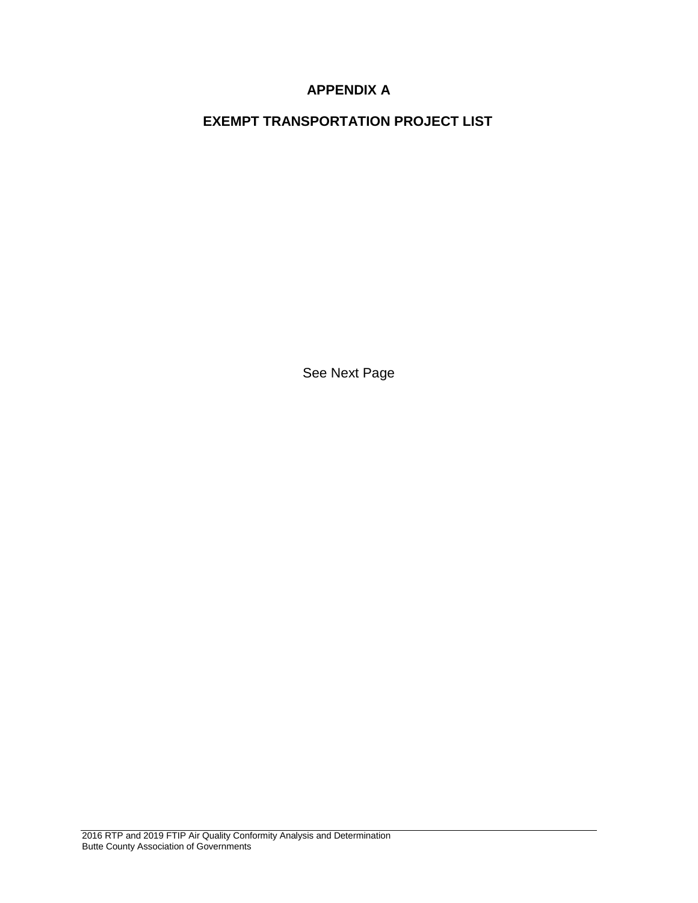# APPENDIX A

## EXEMPT TRANSPORTATION PROJECT LIST

See Next Page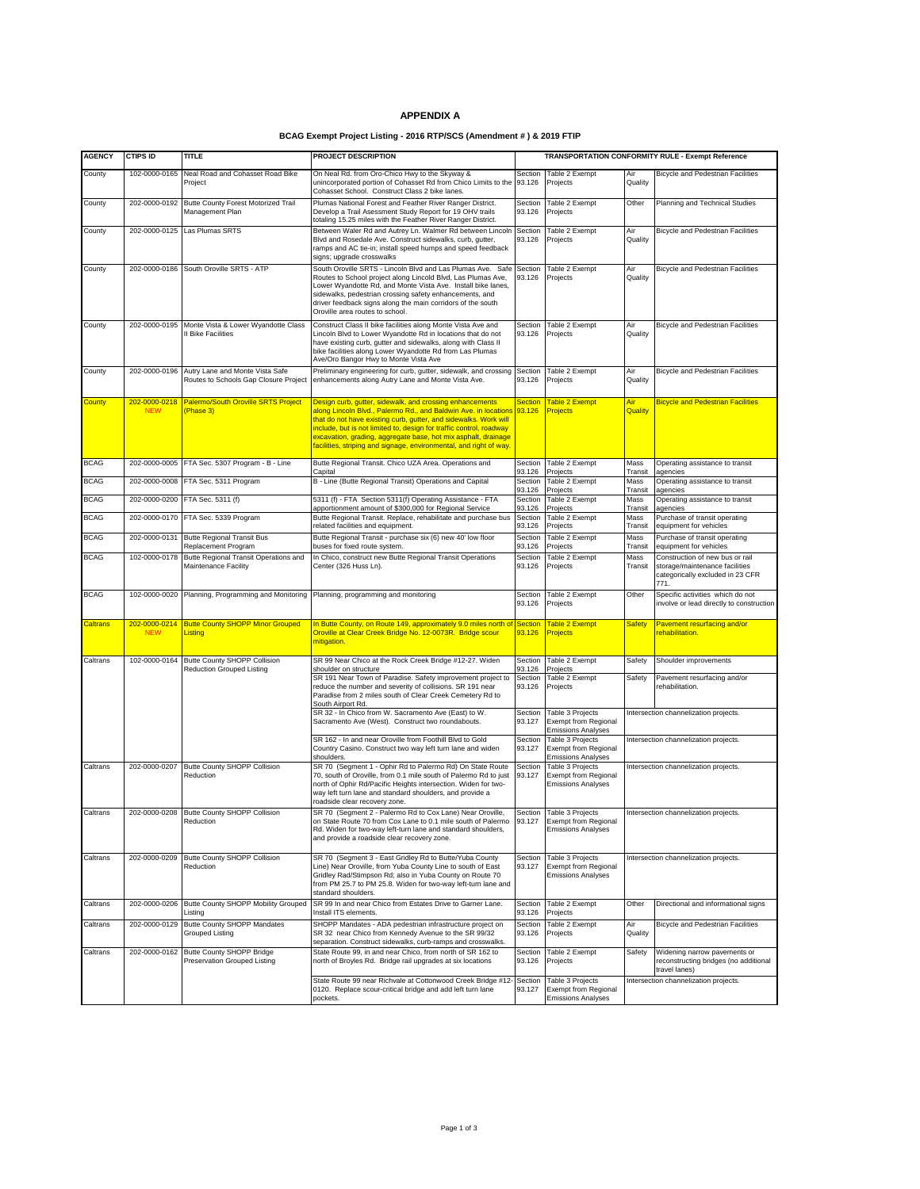# APPENDIX A

## BCAG Exempt Project Listing - 2016 RTP/SCS (Amendment # ) & 2019 FTIP

| AGENCY | CTIPS ID | TITLE | PROJECT DESCRIPTION | TRANSPORTATION CONFORMITY RULE - Exempt Reference | | | |
|---|---|---|---|---|---|---|---|
| County | 102-0000-0165 | Neal Road and Cohasset Road Bike Project | On Neal Rd. from Oro-Chico Hwy to the Skyway & unincorporated portion of Cohasset Rd from Chico Limits to the Cohasset School. Construct Class 2 bike lanes. | Section 93.126 | Table 2 Exempt Projects | Air Quality | Bicycle and Pedestrian Facilities |
| County | 202-0000-0192 | Butte County Forest Motorized Trail Management Plan | Plumas National Forest and Feather River Ranger District. Develop a Trail Asessment Study Report for 19 OHV trails totaling 15.25 miles with the Feather River Ranger District. | Section 93.126 | Table 2 Exempt Projects | Other | Planning and Technical Studies |
| County | 202-0000-0125 | Las Plumas SRTS | Between Waler Rd and Autrey Ln. Walmer Rd between Lincoln Blvd and Rosedale Ave. Construct sidewalks, curb, gutter, ramps and AC tie-in; install speed humps and speed feedback signs; upgrade crosswalks | Section 93.126 | Table 2 Exempt Projects | Air Quality | Bicycle and Pedestrian Facilities |
| County | 202-0000-0186 | South Oroville SRTS - ATP | South Oroville SRTS - Lincoln Blvd and Las Plumas Ave. Safe Routes to School project along Lincold Blvd, Las Plumas Ave, Lower Wyandotte Rd, and Monte Vista Ave. Install bike lanes, sidewalks, pedestrian crossing safety enhancements, and driver feedback signs along the main corridors of the south Oroville area routes to school. | Section 93.126 | Table 2 Exempt Projects | Air Quality | Bicycle and Pedestrian Facilities |
| County | 202-0000-0195 | Monte Vista & Lower Wyandotte Class II Bike Facilities | Construct Class II bike facilities along Monte Vista Ave and Lincoln Blvd to Lower Wyandotte Rd in locations that do not have existing curb, gutter and sidewalks, along with Class II bike facilities along Lower Wyandotte Rd from Las Plumas Ave/Oro Bangor Hwy to Monte Vista Ave | Section 93.126 | Table 2 Exempt Projects | Air Quality | Bicycle and Pedestrian Facilities |
| County | 202-0000-0196 | Autry Lane and Monte Vista Safe Routes to Schools Gap Closure Project | Preliminary engineering for curb, gutter, sidewalk, and crossing enhancements along Autry Lane and Monte Vista Ave. | Section 93.126 | Table 2 Exempt Projects | Air Quality | Bicycle and Pedestrian Facilities |
| County | 202-0000-0218 NEW | Palermo/South Oroville SRTS Project (Phase 3) | Design curb, gutter, sidewalk, and crossing enhancements along Lincoln Blvd., Palermo Rd., and Baldwin Ave. in locations that do not have existing curb, gutter, and sidewalks. Work will include, but is not limited to, design for traffic control, roadway excavation, grading, aggregate base, hot mix asphalt, drainage facilities, striping and signage, environmental, and right of way. | Section 93.126 | Table 2 Exempt Projects | Air Quality | Bicycle and Pedestrian Facilities |
| BCAG | 202-0000-0005 | FTA Sec. 5307 Program - B - Line | Butte Regional Transit. Chico UZA Area. Operations and Capital | Section 93.126 | Table 2 Exempt Projects | Mass Transit | Operating assistance to transit agencies |
| BCAG | 202-0000-0008 | FTA Sec. 5311 Program | B - Line (Butte Regional Transit) Operations and Capital | Section 93.126 | Table 2 Exempt Projects | Mass Transit | Operating assistance to transit agencies |
| BCAG | 202-0000-0200 | FTA Sec. 5311 (f) | 5311 (f) - FTA Section 5311(f) Operating Assistance - FTA apportionment amount of $300,000 for Regional Service | Section 93.126 | Table 2 Exempt Projects | Mass Transit | Operating assistance to transit agencies |
| BCAG | 202-0000-0170 | FTA Sec. 5339 Program | Butte Regional Transit. Replace, rehabilitate and purchase bus related facilities and equipment. | Section 93.126 | Table 2 Exempt Projects | Mass Transit | Purchase of transit operating equipment for vehicles |
| BCAG | 202-0000-0131 | Butte Regional Transit Bus Replacement Program | Butte Regional Transit - purchase six (6) new 40' low floor buses for fixed route system. | Section 93.126 | Table 2 Exempt Projects | Mass Transit | Purchase of transit operating equipment for vehicles |
| BCAG | 102-0000-0178 | Butte Regional Transit Operations and Maintenance Facility | In Chico, construct new Butte Regional Transit Operations Center (326 Huss Ln). | Section 93.126 | Table 2 Exempt Projects | Mass Transit | Construction of new bus or rail storage/maintenance facilities categorically excluded in 23 CFR 771. |
| BCAG | 102-0000-0020 | Planning, Programming and Monitoring | Planning, programming and monitoring | Section 93.126 | Table 2 Exempt Projects | Other | Specific activities which do not involve or lead directly to construction |
| Caltrans | 202-0000-0214 NEW | Butte County SHOPP Minor Grouped Listing | In Butte County, on Route 149, approximately 9.0 miles north of Oroville at Clear Creek Bridge No. 12-0073R. Bridge scour mitigation. | Section 93.126 | Table 2 Exempt Projects | Safety | Pavement resurfacing and/or rehabilitation. |
| Caltrans | 102-0000-0164 | Butte County SHOPP Collision Reduction Grouped Listing | SR 99 Near Chico at the Rock Creek Bridge #12-27. Widen shoulder on structure | Section 93.126 | Table 2 Exempt Projects | Safety | Shoulder improvements |
| | | | SR 191 Near Town of Paradise. Safety improvement project to reduce the number and severity of collisions. SR 191 near Paradise from 2 miles south of Clear Creek Cemetery Rd to South Airport Rd. | Section 93.126 | Table 2 Exempt Projects | Safety | Pavement resurfacing and/or rehabilitation. |
| | | | SR 32 - In Chico from W. Sacramento Ave (East) to W. Sacramento Ave (West). Construct two roundabouts. | Section 93.127 | Table 3 Projects Exempt from Regional Emissions Analyses | Intersection channelization projects. | |
| | | | SR 162 - In and near Oroville from Foothill Blvd to Gold Country Casino. Construct two way left turn lane and widen shoulders. | Section 93.127 | Table 3 Projects Exempt from Regional Emissions Analyses | Intersection channelization projects. | |
| Caltrans | 202-0000-0207 | Butte County SHOPP Collision Reduction | SR 70 (Segment 1 - Ophir Rd to Palermo Rd) On State Route 70, south of Oroville, from 0.1 mile south of Palermo Rd to just north of Ophir Rd/Pacific Heights intersection. Widen for two-way left turn lane and standard shoulders, and provide a roadside clear recovery zone. | Section 93.127 | Table 3 Projects Exempt from Regional Emissions Analyses | Intersection channelization projects. | |
| Caltrans | 202-0000-0208 | Butte County SHOPP Collision Reduction | SR 70 (Segment 2 - Palermo Rd to Cox Lane) Near Oroville, on State Route 70 from Cox Lane to 0.1 mile south of Palermo Rd. Widen for two-way left-turn lane and standard shoulders, and provide a roadside clear recovery zone. | Section 93.127 | Table 3 Projects Exempt from Regional Emissions Analyses | Intersection channelization projects. | |
| Caltrans | 202-0000-0209 | Butte County SHOPP Collision Reduction | SR 70 (Segment 3 - East Gridley Rd to Butte/Yuba County Line) Near Oroville, from Yuba County Line to south of East Gridley Rad/Stimpson Rd; also in Yuba County on Route 70 from PM 25.7 to PM 25.8. Widen for two-way left-turn lane and standard shoulders. | Section 93.127 | Table 3 Projects Exempt from Regional Emissions Analyses | Intersection channelization projects. | |
| Caltrans | 202-0000-0206 | Butte County SHOPP Mobility Grouped Listing | SR 99 In and near Chico from Estates Drive to Garner Lane. Install ITS elements. | Section 93.126 | Table 2 Exempt Projects | Other | Directional and informational signs |
| Caltrans | 202-0000-0129 | Butte County SHOPP Mandates Grouped Listing | SHOPP Mandates - ADA pedestrian infrastructure project on SR 32 near Chico from Kennedy Avenue to the SR 99/32 separation. Construct sidewalks, curb-ramps and crosswalks. | Section 93.126 | Table 2 Exempt Projects | Air Quality | Bicycle and Pedestrian Facilities |
| Caltrans | 202-0000-0162 | Butte County SHOPP Bridge Preservation Grouped Listing | State Route 99, in and near Chico, from north of SR 162 to north of Broyles Rd. Bridge rail upgrades at six locations | Section 93.126 | Table 2 Exempt Projects | Safety | Widening narrow pavements or reconstructing bridges (no additional travel lanes) |
| | | | State Route 99 near Richvale at Cottonwood Creek Bridge #12-0120. Replace scour-critical bridge and add left turn lane pockets. | Section 93.127 | Table 3 Projects Exempt from Regional Emissions Analyses | Intersection channelization projects. | |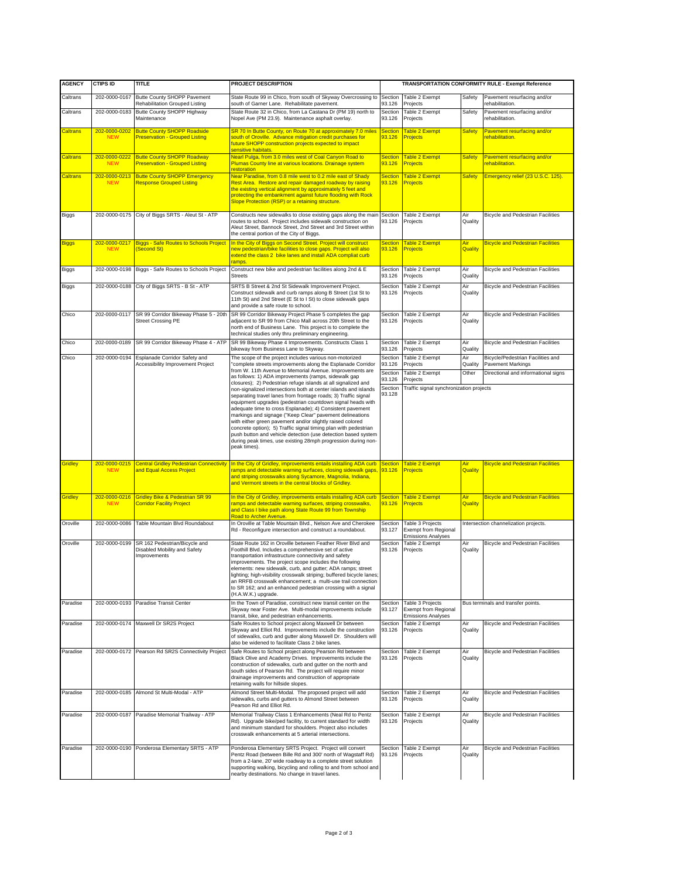| AGENCY | CTIPS ID | TITLE | PROJECT DESCRIPTION | TRANSPORTATION CONFORMITY RULE - Exempt Reference | | | |
|---|---|---|---|---|---|---|---|
| Caltrans | 202-0000-0167 | Butte County SHOPP Pavement Rehabilitation Grouped Listing | State Route 99 in Chico, from south of Skyway Overcrossing to south of Garner Lane. Rehabilitate pavement. | Section 93.126 | Table 2 Exempt Projects | Safety | Pavement resurfacing and/or rehabilitation. |
| Caltrans | 202-0000-0183 | Butte County SHOPP Highway Maintenance | State Route 32 in Chico, from La Castana Dr (PM 19) north to Nopel Ave (PM 23.9). Maintenance asphalt overlay. | Section 93.126 | Table 2 Exempt Projects | Safety | Pavement resurfacing and/or rehabilitation. |
| Caltrans | 202-0000-0202 NEW | Butte County SHOPP Roadside Preservation - Grouped Listing | SR 70 In Butte County, on Route 70 at approximately 7.0 miles south of Oroville. Advance mitigation credit purchases for future SHOPP construction projects expected to impact sensitive habitats. | Section 93.126 | Table 2 Exempt Projects | Safety | Pavement resurfacing and/or rehabilitation. |
| Caltrans | 202-0000-0222 NEW | Butte County SHOPP Roadway Preservation - Grouped Listing | Nearl Pulga, from 3.0 miles west of Coal Canyon Road to Plumas County line at various locations. Drainage system restoration | Section 93.126 | Table 2 Exempt Projects | Safety | Pavement resurfacing and/or rehabilitation. |
| Caltrans | 202-0000-0213 NEW | Butte County SHOPP Emergency Response Grouped Listing | Near Paradise, from 0.8 mile west to 0.2 mile east of Shady Rest Area. Restore and repair damaged roadway by raising the existing vertical alignment by approximately 5 feet and protecting the embankment against future flooding with Rock Slope Protection (RSP) or a retaining structure. | Section 93.126 | Table 2 Exempt Projects | Safety | Emergency relief (23 U.S.C. 125). |
| Biggs | 202-0000-0175 | City of Biggs SRTS - Aleut St - ATP | Constructs new sidewalks to close existing gaps along the main routes to school. Project includes sidewalk construction on Aleut Street, Bannock Street, 2nd Street and 3rd Street within the central portion of the City of Biggs. | Section 93.126 | Table 2 Exempt Projects | Air Quality | Bicycle and Pedestrian Facilities |
| Biggs | 202-0000-0217 NEW | Biggs - Safe Routes to Schools Project (Second St) | In the City of Biggs on Second Street. Project will construct new pedestrian/bike facilities to close gaps. Project will also extend the class 2 bike lanes and install ADA compliat curb ramps. | Section 93.126 | Table 2 Exempt Projects | Air Quality | Bicycle and Pedestrian Facilities |
| Biggs | 202-0000-0198 | Biggs - Safe Routes to Schools Project | Construct new bike and pedestrian facilities along 2nd & E Streets | Section 93.126 | Table 2 Exempt Projects | Air Quality | Bicycle and Pedestrian Facilities |
| Biggs | 202-0000-0188 | City of Biggs SRTS - B St - ATP | SRTS B Street & 2nd St Sidewalk Improvement Project. Construct sidewalk and curb ramps along B Street (1st St to 11th St) and 2nd Street (E St to I St) to close sidewalk gaps and provide a safe route to school. | Section 93.126 | Table 2 Exempt Projects | Air Quality | Bicycle and Pedestrian Facilities |
| Chico | 202-0000-0117 | SR 99 Corridor Bikeway Phase 5 - 20th Street Crossing PE | SR 99 Corridor Bikeway Project Phase 5 completes the gap adjacent to SR 99 from Chico Mall across 20th Street to the north end of Business Lane. This project is to complete the technical studies only thru preliminary engineering. | Section 93.126 | Table 2 Exempt Projects | Air Quality | Bicycle and Pedestrian Facilities |
| Chico | 202-0000-0189 | SR 99 Corridor Bikeway Phase 4 - ATP | SR 99 Bikeway Phase 4 Improvements. Constructs Class 1 bikeway from Business Lane to Skyway. | Section 93.126 | Table 2 Exempt Projects | Air Quality | Bicycle and Pedestrian Facilities |
| Chico | 202-0000-0194 | Esplanade Corridor Safety and Accessibility Improvement Project | The scope of the project includes various non-motorized "complete streets improvements along the Esplanade Corridor from W. 11th Avenue to Memorial Avenue. Improvements are as follows: 1) ADA improvements (ramps, sidewalk gap closures); 2) Pedestrian refuge islands at all signalized and non-signalized intersections both at center islands and islands separating travel lanes from frontage roads; 3) Traffic signal equipment upgrades (pedestrian countdown signal heads with adequate time to cross Esplanade); 4) Consistent pavement markings and signage ("Keep Clear" pavement delineations with either green pavement and/or slightly raised colored concrete option); 5) Traffic signal timing plan with pedestrian push button and vehicle detection (use detection based system during peak times, use existing 28mph progression during non-peak times). | Section 93.126 | Table 2 Exempt Projects | Air Quality | Bicycle/Pedestrian Facilities and Pavement Markings |
| | | | | Section 93.126 | Table 2 Exempt Projects | Other | Directional and informational signs |
| | | | | Section 93.128 | Traffic signal synchronization projects | | |
| Gridley | 202-0000-0215 NEW | Central Gridley Pedestrian Connectivity and Equal Access Project | In the City of Gridley, improvements entails installing ADA curb ramps and detectable warning surfaces, closing sidewalk gaps, and striping crosswalks along Sycamore, Magnolia, Indiana, and Vermont streets in the central blocks of Gridley. | Section 93.126 | Table 2 Exempt Projects | Air Quality | Bicycle and Pedestrian Facilities |
| Gridley | 202-0000-0216 NEW | Gridley Bike & Pedestrian SR 99 Corridor Facility Project | In the City of Gridley, improvements entails installing ADA curb ramps and detectable warning surfaces, striping crosswalks, and Class I bike path along State Route 99 from Township Road to Archer Avenue. | Section 93.126 | Table 2 Exempt Projects | Air Quality | Bicycle and Pedestrian Facilities |
| Oroville | 202-0000-0086 | Table Mountain Blvd Roundabout | In Oroville at Table Mountain Blvd., Nelson Ave and Cherokee Rd - Reconfigure intersection and construct a roundabout. | Section 93.127 | Table 3 Projects Exempt from Regional Emissions Analyses | Intersection channelization projects. | |
| Oroville | 202-0000-0199 | SR 162 Pedestrian/Bicycle and Disabled Mobility and Safety Improvements | State Route 162 in Oroville between Feather River Blvd and Foothill Blvd. Includes a comprehensive set of active transportation infrastructure connectivity and safety improvements. The project scope includes the following elements: new sidewalk, curb, and gutter; ADA ramps; street lighting; high-visibility crosswalk striping; buffered bicycle lanes; an RRFB crosswalk enhancement; a multi-use trail connection to SR 162; and an enhanced pedestrian crossing with a signal (H.A.W.K.) upgrade. | Section 93.126 | Table 2 Exempt Projects | Air Quality | Bicycle and Pedestrian Facilities |
| Paradise | 202-0000-0193 | Paradise Transit Center | In the Town of Paradise, construct new transit center on the Skyway near Foster Ave. Multi-modal improvements include transit, bike, and pedestrian enhancements. | Section 93.127 | Table 3 Projects Exempt from Regional Emissions Analyses | Bus terminals and transfer points. | |
| Paradise | 202-0000-0174 | Maxwell Dr SR2S Project | Safe Routes to School project along Maxwell Dr between Skyway and Elliot Rd. Improvements include the construction of sidewalks, curb and gutter along Maxwell Dr. Shoulders will also be widened to facilitate Class 2 bike lanes. | Section 93.126 | Table 2 Exempt Projects | Air Quality | Bicycle and Pedestrian Facilities |
| Paradise | 202-0000-0172 | Pearson Rd SR2S Connectivity Project | Safe Routes to School project along Pearson Rd between Black Olive and Academy Drives. Improvements include the construction of sidewalks, curb and gutter on the north and south sides of Pearson Rd. The project will require minor drainage improvements and construction of appropriate retaining walls for hillside slopes. | Section 93.126 | Table 2 Exempt Projects | Air Quality | Bicycle and Pedestrian Facilities |
| Paradise | 202-0000-0185 | Almond St Multi-Modal - ATP | Almond Street Multi-Modal. The proposed project will add sidewalks, curbs and gutters to Almond Street between Pearson Rd and Elliot Rd. | Section 93.126 | Table 2 Exempt Projects | Air Quality | Bicycle and Pedestrian Facilities |
| Paradise | 202-0000-0187 | Paradise Memorial Trailway - ATP | Memorial Trailway Class 1 Enhancements (Neal Rd to Pentz Rd). Upgrade bike/ped facility, to current standard for width and minimum standard for shoulders. Project also includes crosswalk enhancements at 5 arterial intersections. | Section 93.126 | Table 2 Exempt Projects | Air Quality | Bicycle and Pedestrian Facilities |
| Paradise | 202-0000-0190 | Ponderosa Elementary SRTS - ATP | Ponderosa Elementary SRTS Project. Project will convert Pentz Road (between Bille Rd and 300' north of Wagstaff Rd) from a 2-lane, 20' wide roadway to a complete street solution supporting walking, bicycling and rolling to and from school and nearby destinations. No change in travel lanes. | Section 93.126 | Table 2 Exempt Projects | Air Quality | Bicycle and Pedestrian Facilities |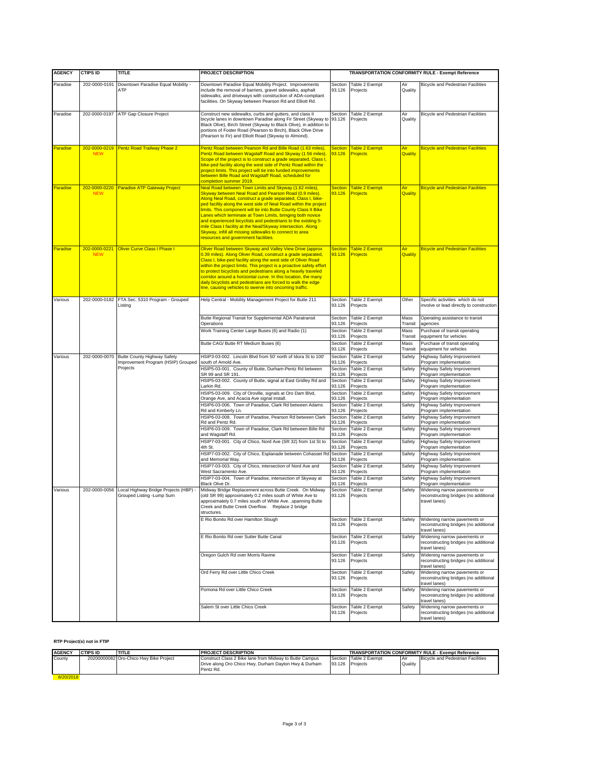| AGENCY | CTIPS ID | TITLE | PROJECT DESCRIPTION | TRANSPORTATION CONFORMITY RULE - Exempt Reference | | | |
|---|---|---|---|---|---|---|---|
| Paradise | 202-0000-0191 | Downtown Paradise Equal Mobility - ATP | Downtown Paradise Equal Mobility Project. Improvements include the removal of barriers, gravel sidewalks, asphalt sidewalks, and driveways with construction of ADA-compliant facilities. On Skyway between Pearson Rd and Elliott Rd. | Section 93.126 | Table 2 Exempt Projects | Air Quality | Bicycle and Pedestrian Facilities |
| Paradise | 202-0000-0197 | ATP Gap Closure Project | Construct new sidewalks, curbs and gutters, and class II bicycle lanes in downtown Paradise along Fir Street (Skyway to Black Olive), Birch Street (Skyway to Black Olive), in addition to portions of Foster Road (Pearson to Birch), Black Olive Drive (Pearson to Fir) and Elliott Road (Skyway to Almond). | Section 93.126 | Table 2 Exempt Projects | Air Quality | Bicycle and Pedestrian Facilities |
| Paradise | 202-0000-0219 NEW | Pentz Road Trailway Phase 2 | Pentz Road between Pearson Rd and Bille Road (1.63 miles), Pentz Road between Wagstaff Road and Skyway (1.56 miles). Scope of the project is to construct a grade separated, Class I, bike-ped facility along the west side of Pentz Road within the project limits. This project will tie into funded improvements between Bille Road and Wagstaff Road, scheduled for completion summer 2019. | Section 93.126 | Table 2 Exempt Projects | Air Quality | Bicycle and Pedestrian Facilities |
| Paradise | 202-0000-0220 NEW | Paradise ATP Gateway Project | Neal Road between Town Limits and Skyway (1.62 miles), Skyway between Neal Road and Pearson Road (0.9 miles). Along Neal Road, construct a grade separated, Class I, bike-ped facility along the west side of Neal Road within the project limits. This component will tie into Butte County Class II Bike Lanes which terminate at Town Limits, bringing both novice and experienced bicyclists and pedestrians to the existing 5-mile Class I facility at the Neal/Skyway intersection. Along Skyway, infill all missing sidewalks to connect to area resources and government facilities. | Section 93.126 | Table 2 Exempt Projects | Air Quality | Bicycle and Pedestrian Facilities |
| Paradise | 202-0000-0221 NEW | Oliver Curve Class I Phase I | Oliver Road between Skyway and Valley View Drive (approx 0.39 miles). Along Oliver Road, construct a grade separated, Class I, bike-ped facility along the west side of Oliver Road within the project limits. This project is a proactive safety effort to protect bicyclists and pedestrians along a heavily traveled corridor around a horizontal curve. In this location, the many daily bicyclists and pedestrians are forced to walk the edge line, causing vehicles to swerve into oncoming traffic. | Section 93.126 | Table 2 Exempt Projects | Air Quality | Bicycle and Pedestrian Facilities |
| Various | 202-0000-0182 | FTA Sec. 5310 Program - Grouped Listing | Help Central - Mobility Management Project for Butte 211 | Section 93.126 | Table 2 Exempt Projects | Other | Specific activities which do not involve or lead directly to construction |
| | | | Butte Regional Transit for Supplemental ADA Paratransit Operations | Section 93.126 | Table 2 Exempt Projects | Mass Transit | Operating assistance to transit agencies |
| | | | Work Training Center Large Buses (6) and Radio (1) | Section 93.126 | Table 2 Exempt Projects | Mass Transit | Purchase of transit operating equipment for vehicles |
| | | | Butte CAG/ Butte RT Medium Buses (6) | Section 93.126 | Table 2 Exempt Projects | Mass Transit | Purchase of transit operating equipment for vehicles |
| Various | 202-0000-0070 | Butte County Highway Safety Improvement Program (HSIP) Grouped Projects | HSIP3-03-002. Lincoln Blvd from 50' north of Idora St to 100' south of Arnold Ave. | Section 93.126 | Table 2 Exempt Projects | Safety | Highway Safety Improvement Program implementation |
| | | | HSIP5-03-001. County of Butte, Durham-Pentz Rd between SR 99 and SR 191. | Section 93.126 | Table 2 Exempt Projects | Safety | Highway Safety Improvement Program implementation |
| | | | HSIP5-03-002. County of Butte, signal at East Gridley Rd and Larkin Rd. | Section 93.126 | Table 2 Exempt Projects | Safety | Highway Safety Improvement Program implementation |
| | | | HSIP5-03-009. City of Oroville, signals at Oro Dam Blvd, Orange Ave, and Acacia Ave signal install. | Section 93.126 | Table 2 Exempt Projects | Safety | Highway Safety Improvement Program implementation |
| | | | HSIP6-03-006. Town of Paradise, Clark Rd between Adams Rd and Kimberly Ln. | Section 93.126 | Table 2 Exempt Projects | Safety | Highway Safety Improvement Program implementation |
| | | | HSIP6-03-008. Town of Paradise, Pearson Rd between Clark Rd and Pentz Rd. | Section 93.126 | Table 2 Exempt Projects | Safety | Highway Safety Improvement Program implementation |
| | | | HSIP6-03-009. Town of Paradise, Clark Rd between Bille Rd and Wagstaff Rd. | Section 93.126 | Table 2 Exempt Projects | Safety | Highway Safety Improvement Program implementation |
| | | | HSIP7-03-001. City of Chico, Nord Ave (SR 32) from 1st St to 4th St. | Section 93.126 | Table 2 Exempt Projects | Safety | Highway Safety Improvement Program implementation |
| | | | HSIP7-03-002. City of Chico, Esplanade between Cohasset Rd and Memorial Way. | Section 93.126 | Table 2 Exempt Projects | Safety | Highway Safety Improvement Program implementation |
| | | | HSIP7-03-003. City of Chico, intersection of Nord Ave and West Sacramento Ave. | Section 93.126 | Table 2 Exempt Projects | Safety | Highway Safety Improvement Program implementation |
| | | | HSIP7-03-004. Town of Paradise, intersection of Skyway at Black Olive Dr. | Section 93.126 | Table 2 Exempt Projects | Safety | Highway Safety Improvement Program implementation |
| Various | 202-0000-0056 | Local Highway Bridge Projects (HBP) - Grouped Listing -Lump Sum | Midway Bridge Replacement across Butte Creek. On Midway (old SR 99) approximately 0.2 miles south of White Ave to approximately 0.7 miles south of White Ave. ,spanning Butte Creek and Butte Creek Overflow. Replace 2 bridge structures. | Section 93.126 | Table 2 Exempt Projects | Safety | Widening narrow pavements or reconstructing bridges (no additional travel lanes) |
| | | | E Rio Bonito Rd over Hamilton Slough | Section 93.126 | Table 2 Exempt Projects | Safety | Widening narrow pavements or reconstructing bridges (no additional travel lanes) |
| | | | E Rio Bonito Rd over Sutter Butte Canal | Section 93.126 | Table 2 Exempt Projects | Safety | Widening narrow pavements or reconstructing bridges (no additional travel lanes) |
| | | | Oregon Gulch Rd over Morris Ravine | Section 93.126 | Table 2 Exempt Projects | Safety | Widening narrow pavements or reconstructing bridges (no additional travel lanes) |
| | | | Ord Ferry Rd over Little Chico Creek | Section 93.126 | Table 2 Exempt Projects | Safety | Widening narrow pavements or reconstructing bridges (no additional travel lanes) |
| | | | Pomona Rd over Little Chico Creek | Section 93.126 | Table 2 Exempt Projects | Safety | Widening narrow pavements or reconstructing bridges (no additional travel lanes) |
| | | | Salem St over Little Chico Creek | Section 93.126 | Table 2 Exempt Projects | Safety | Widening narrow pavements or reconstructing bridges (no additional travel lanes) |

**RTP Project(s) not in FTIP**

| AGENCY | CTIPS ID | TITLE | PROJECT DESCRIPTION | TRANSPORTATION CONFORMITY RULE - Exempt Reference | | | |
|---|---|---|---|---|---|---|---|
| County | 20200000082 | Oro-Chico Hwy Bike Project | Construct Class 2 Bike lane from Midway to Butte Campus Drive along Oro Chico Hwy, Durham Dayton Hwy & Durham Pentz Rd. | Section 93.126 | Table 2 Exempt Projects | Air Quality | Bicycle and Pedestrian Facilities |

8/20/2018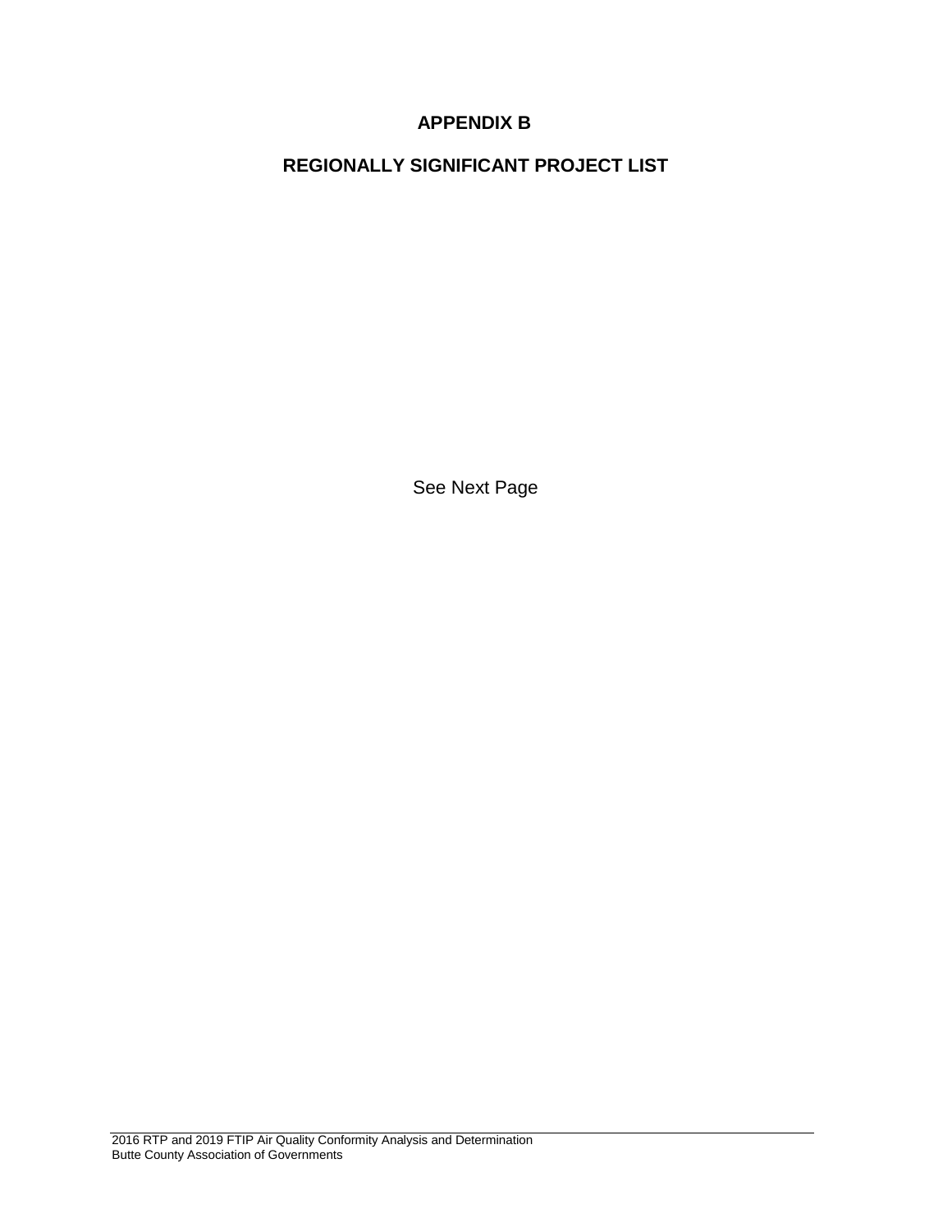# APPENDIX B

## REGIONALLY SIGNIFICANT PROJECT LIST

See Next Page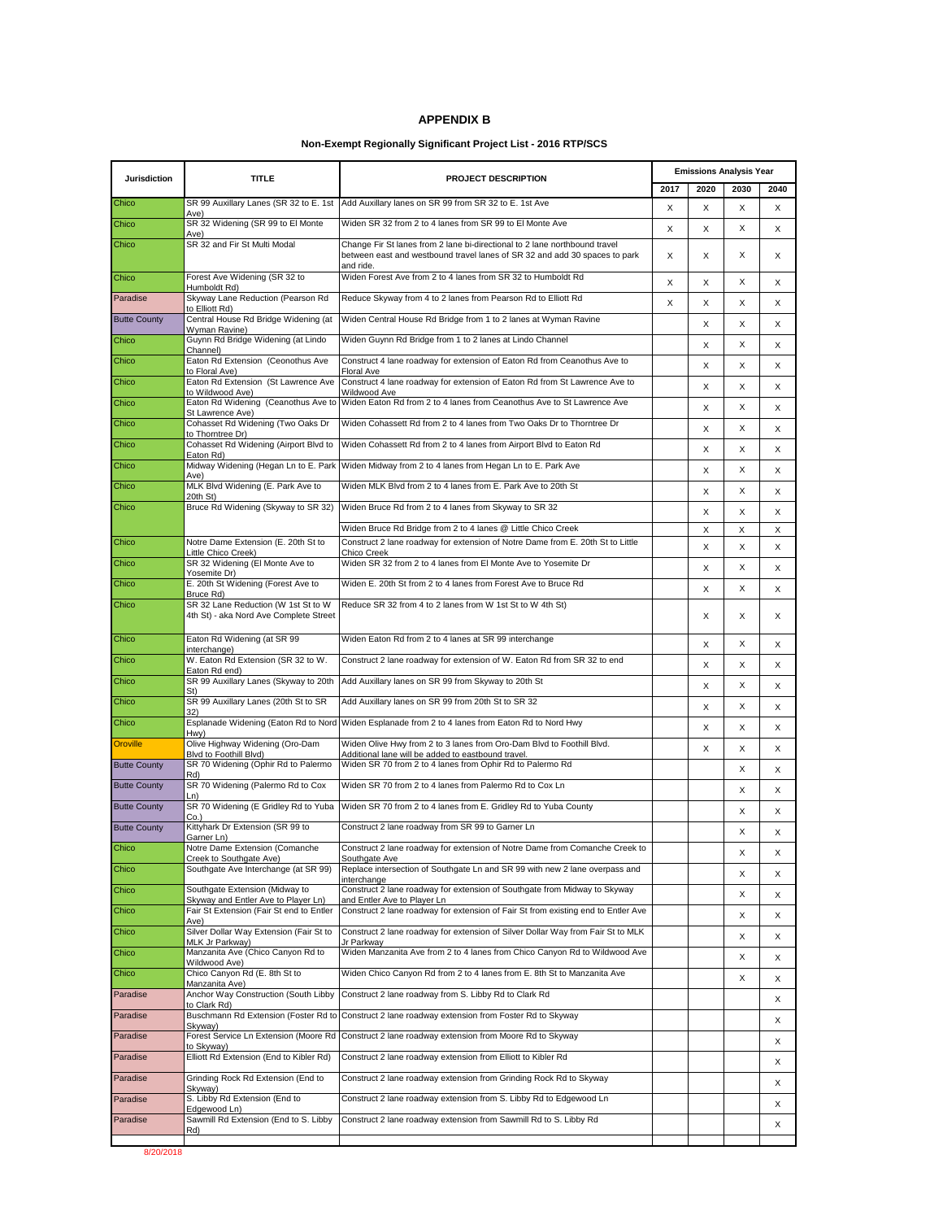## APPENDIX B

### Non-Exempt Regionally Significant Project List - 2016 RTP/SCS

| Jurisdiction | TITLE | PROJECT DESCRIPTION | Emissions Analysis Year | | | |
|---|---|---|---|---|---|---|
| | | | 2017 | 2020 | 2030 | 2040 |
| Chico | SR 99 Auxillary Lanes (SR 32 to E. 1st Ave) | Add Auxillary lanes on SR 99 from SR 32 to E. 1st Ave | X | X | X | X |
| Chico | SR 32 Widening (SR 99 to El Monte Ave) | Widen SR 32 from 2 to 4 lanes from SR 99 to El Monte Ave | X | X | X | X |
| Chico | SR 32 and Fir St Multi Modal | Change Fir St lanes from 2 lane bi-directional to 2 lane northbound travel between east and westbound travel lanes of SR 32 and add 30 spaces to park and ride. | X | X | X | X |
| Chico | Forest Ave Widening (SR 32 to Humboldt Rd) | Widen Forest Ave from 2 to 4 lanes from SR 32 to Humboldt Rd | X | X | X | X |
| Paradise | Skyway Lane Reduction (Pearson Rd to Elliott Rd) | Reduce Skyway from 4 to 2 lanes from Pearson Rd to Elliott Rd | X | X | X | X |
| Butte County | Central House Rd Bridge Widening (at Wyman Ravine) | Widen Central House Rd Bridge from 1 to 2 lanes at Wyman Ravine | | X | X | X |
| Chico | Guynn Rd Bridge Widening (at Lindo Channel) | Widen Guynn Rd Bridge from 1 to 2 lanes at Lindo Channel | | X | X | X |
| Chico | Eaton Rd Extension (Ceonothus Ave to Floral Ave) | Construct 4 lane roadway for extension of Eaton Rd from Ceanothus Ave to Floral Ave | | X | X | X |
| Chico | Eaton Rd Extension (St Lawrence Ave to Wildwood Ave) | Construct 4 lane roadway for extension of Eaton Rd from St Lawrence Ave to Wildwood Ave | | X | X | X |
| Chico | Eaton Rd Widening (Ceanothus Ave to St Lawrence Ave) | Widen Eaton Rd from 2 to 4 lanes from Ceanothus Ave to St Lawrence Ave | | X | X | X |
| Chico | Cohasset Rd Widening (Two Oaks Dr to Thorntree Dr) | Widen Cohassett Rd from 2 to 4 lanes from Two Oaks Dr to Thorntree Dr | | X | X | X |
| Chico | Cohasset Rd Widening (Airport Blvd to Eaton Rd) | Widen Cohassett Rd from 2 to 4 lanes from Airport Blvd to Eaton Rd | | X | X | X |
| Chico | Midway Widening (Hegan Ln to E. Park Ave) | Widen Midway from 2 to 4 lanes from Hegan Ln to E. Park Ave | | X | X | X |
| Chico | MLK Blvd Widening (E. Park Ave to 20th St) | Widen MLK Blvd from 2 to 4 lanes from E. Park Ave to 20th St | | X | X | X |
| Chico | Bruce Rd Widening (Skyway to SR 32) | Widen Bruce Rd from 2 to 4 lanes from Skyway to SR 32 | | X | X | X |
| | | Widen Bruce Rd Bridge from 2 to 4 lanes @ Little Chico Creek | | X | X | X |
| Chico | Notre Dame Extension (E. 20th St to Little Chico Creek) | Construct 2 lane roadway for extension of Notre Dame from E. 20th St to Little Chico Creek | | X | X | X |
| Chico | SR 32 Widening (El Monte Ave to Yosemite Dr) | Widen SR 32 from 2 to 4 lanes from El Monte Ave to Yosemite Dr | | X | X | X |
| Chico | E. 20th St Widening (Forest Ave to Bruce Rd) | Widen E. 20th St from 2 to 4 lanes from Forest Ave to Bruce Rd | | X | X | X |
| Chico | SR 32 Lane Reduction (W 1st St to W 4th St) - aka Nord Ave Complete Street | Reduce SR 32 from 4 to 2 lanes from W 1st St to W 4th St) | | X | X | X |
| Chico | Eaton Rd Widening (at SR 99 interchange) | Widen Eaton Rd from 2 to 4 lanes at SR 99 interchange | | X | X | X |
| Chico | W. Eaton Rd Extension (SR 32 to W. Eaton Rd end) | Construct 2 lane roadway for extension of W. Eaton Rd from SR 32 to end | | X | X | X |
| Chico | SR 99 Auxillary Lanes (Skyway to 20th St) | Add Auxillary lanes on SR 99 from Skyway to 20th St | | X | X | X |
| Chico | SR 99 Auxillary Lanes (20th St to SR 32) | Add Auxillary lanes on SR 99 from 20th St to SR 32 | | X | X | X |
| Chico | Esplanade Widening (Eaton Rd to Nord Hwy) | Widen Esplanade from 2 to 4 lanes from Eaton Rd to Nord Hwy | | X | X | X |
| Oroville | Olive Highway Widening (Oro-Dam Blvd to Foothill Blvd) | Widen Olive Hwy from 2 to 3 lanes from Oro-Dam Blvd to Foothill Blvd. Additional lane will be added to eastbound travel. | | X | X | X |
| Butte County | SR 70 Widening (Ophir Rd to Palermo Rd) | Widen SR 70 from 2 to 4 lanes from Ophir Rd to Palermo Rd | | | X | X |
| Butte County | SR 70 Widening (Palermo Rd to Cox Ln) | Widen SR 70 from 2 to 4 lanes from Palermo Rd to Cox Ln | | | X | X |
| Butte County | SR 70 Widening (E Gridley Rd to Yuba Co.) | Widen SR 70 from 2 to 4 lanes from E. Gridley Rd to Yuba County | | | X | X |
| Butte County | Kittyhark Dr Extension (SR 99 to Garner Ln) | Construct 2 lane roadway from SR 99 to Garner Ln | | | X | X |
| Chico | Notre Dame Extension (Comanche Creek to Southgate Ave) | Construct 2 lane roadway for extension of Notre Dame from Comanche Creek to Southgate Ave | | | X | X |
| Chico | Southgate Ave Interchange (at SR 99) | Replace intersection of Southgate Ln and SR 99 with new 2 lane overpass and interchange | | | X | X |
| Chico | Southgate Extension (Midway to Skyway and Entler Ave to Player Ln) | Construct 2 lane roadway for extension of Southgate from Midway to Skyway and Entler Ave to Player Ln | | | X | X |
| Chico | Fair St Extension (Fair St end to Entler Ave) | Construct 2 lane roadway for extension of Fair St from existing end to Entler Ave | | | X | X |
| Chico | Silver Dollar Way Extension (Fair St to MLK Jr Parkway) | Construct 2 lane roadway for extension of Silver Dollar Way from Fair St to MLK Jr Parkway | | | X | X |
| Chico | Manzanita Ave (Chico Canyon Rd to Wildwood Ave) | Widen Manzanita Ave from 2 to 4 lanes from Chico Canyon Rd to Wildwood Ave | | | X | X |
| Chico | Chico Canyon Rd (E. 8th St to Manzanita Ave) | Widen Chico Canyon Rd from 2 to 4 lanes from E. 8th St to Manzanita Ave | | | X | X |
| Paradise | Anchor Way Construction (South Libby to Clark Rd) | Construct 2 lane roadway from S. Libby Rd to Clark Rd | | | | X |
| Paradise | Buschmann Rd Extension (Foster Rd to Skyway) | Construct 2 lane roadway extension from Foster Rd to Skyway | | | | X |
| Paradise | Forest Service Ln Extension (Moore Rd to Skyway) | Construct 2 lane roadway extension from Moore Rd to Skyway | | | | X |
| Paradise | Elliott Rd Extension (End to Kibler Rd) | Construct 2 lane roadway extension from Elliott to Kibler Rd | | | | X |
| Paradise | Grinding Rock Rd Extension (End to Skyway) | Construct 2 lane roadway extension from Grinding Rock Rd to Skyway | | | | X |
| Paradise | S. Libby Rd Extension (End to Edgewood Ln) | Construct 2 lane roadway extension from S. Libby Rd to Edgewood Ln | | | | X |
| Paradise | Sawmill Rd Extension (End to S. Libby Rd) | Construct 2 lane roadway extension from Sawmill Rd to S. Libby Rd | | | | X |

8/20/2018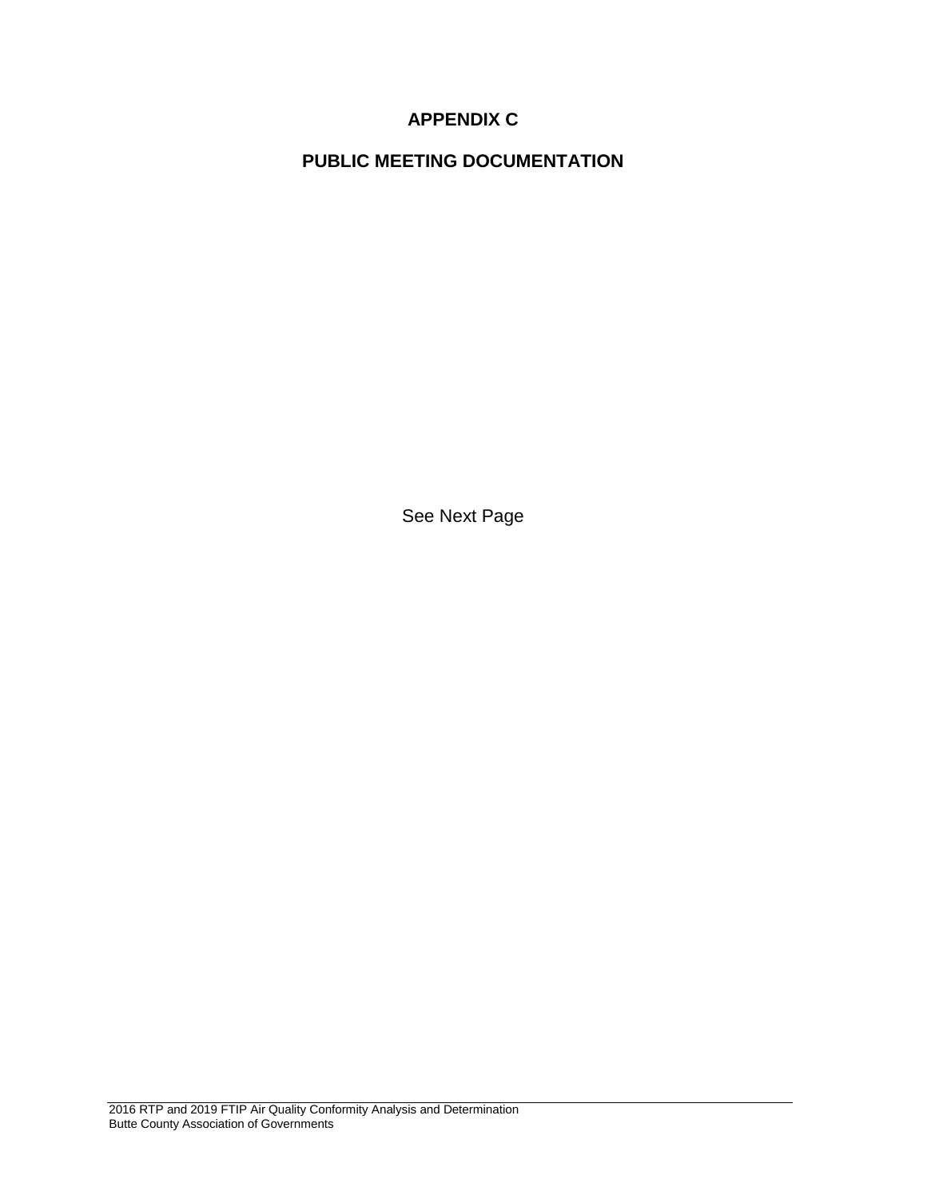# APPENDIX C

# PUBLIC MEETING DOCUMENTATION

See Next Page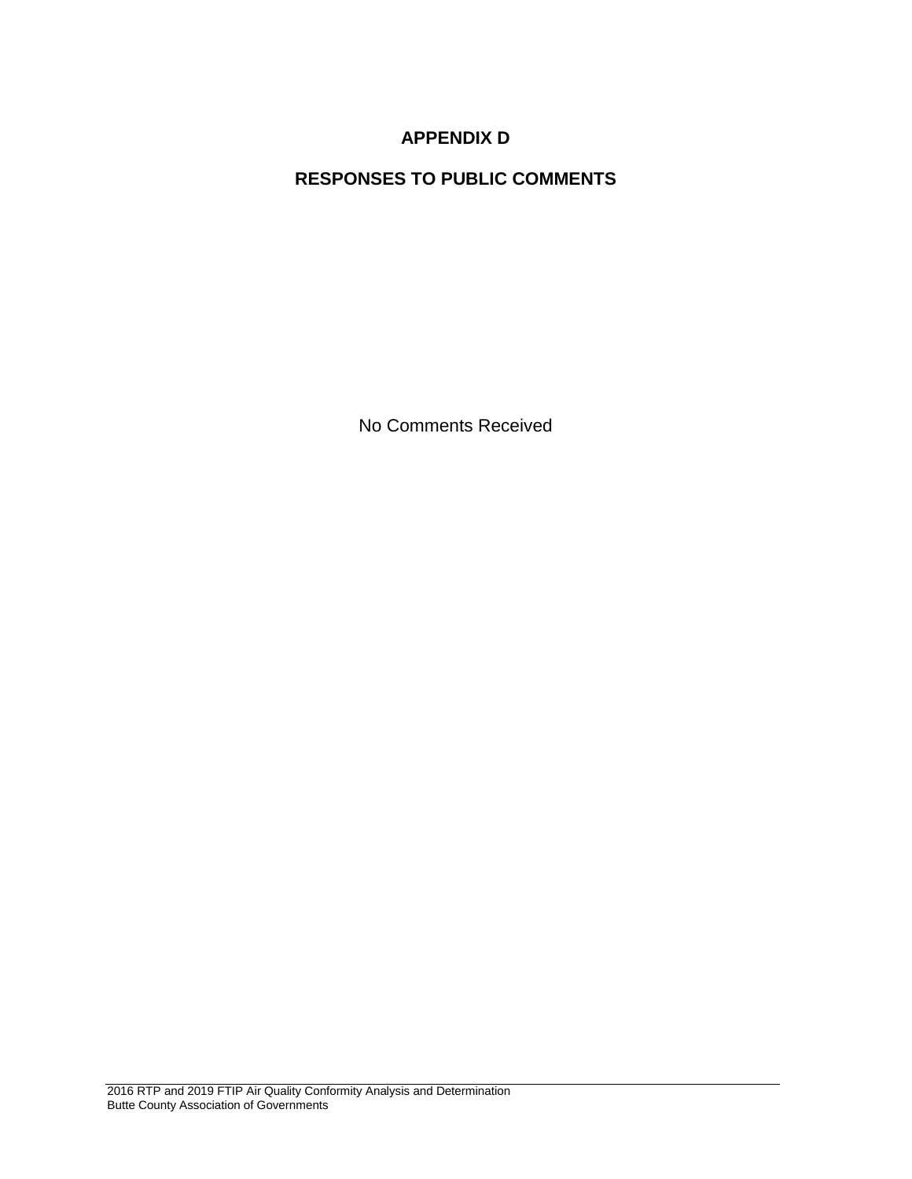# APPENDIX D

## RESPONSES TO PUBLIC COMMENTS

No Comments Received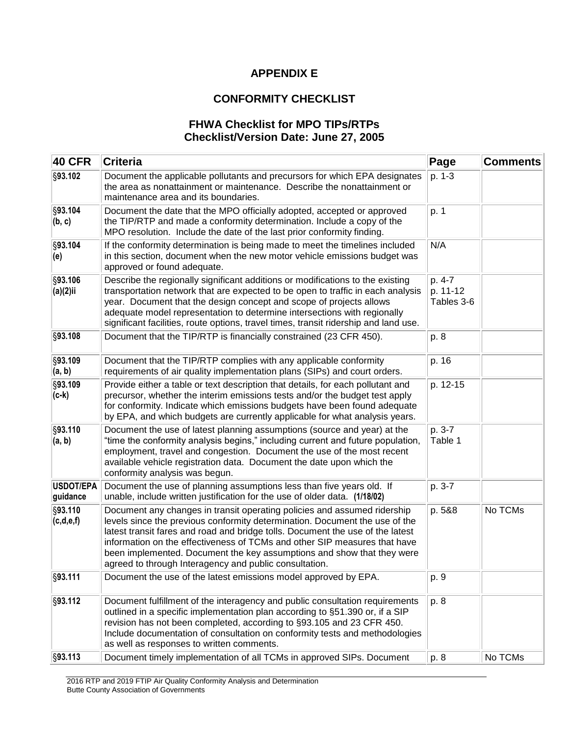# APPENDIX E

## CONFORMITY CHECKLIST

### FHWA Checklist for MPO TIPs/RTPs
### Checklist/Version Date: June 27, 2005

| 40 CFR | Criteria | Page | Comments |
|---|---|---|---|
| §93.102 | Document the applicable pollutants and precursors for which EPA designates the area as nonattainment or maintenance. Describe the nonattainment or maintenance area and its boundaries. | p. 1-3 | |
| §93.104 (b, c) | Document the date that the MPO officially adopted, accepted or approved the TIP/RTP and made a conformity determination. Include a copy of the MPO resolution. Include the date of the last prior conformity finding. | p. 1 | |
| §93.104 (e) | If the conformity determination is being made to meet the timelines included in this section, document when the new motor vehicle emissions budget was approved or found adequate. | N/A | |
| §93.106 (a)(2)ii | Describe the regionally significant additions or modifications to the existing transportation network that are expected to be open to traffic in each analysis year. Document that the design concept and scope of projects allows adequate model representation to determine intersections with regionally significant facilities, route options, travel times, transit ridership and land use. | p. 4-7<br>p. 11-12<br>Tables 3-6 | |
| §93.108 | Document that the TIP/RTP is financially constrained (23 CFR 450). | p. 8 | |
| §93.109 (a, b) | Document that the TIP/RTP complies with any applicable conformity requirements of air quality implementation plans (SIPs) and court orders. | p. 16 | |
| §93.109 (c-k) | Provide either a table or text description that details, for each pollutant and precursor, whether the interim emissions tests and/or the budget test apply for conformity. Indicate which emissions budgets have been found adequate by EPA, and which budgets are currently applicable for what analysis years. | p. 12-15 | |
| §93.110 (a, b) | Document the use of latest planning assumptions (source and year) at the "time the conformity analysis begins," including current and future population, employment, travel and congestion. Document the use of the most recent available vehicle registration data. Document the date upon which the conformity analysis was begun. | p. 3-7<br>Table 1 | |
| USDOT/EPA guidance | Document the use of planning assumptions less than five years old. If unable, include written justification for the use of older data. **(1/18/02)** | p. 3-7 | |
| §93.110 (c,d,e,f) | Document any changes in transit operating policies and assumed ridership levels since the previous conformity determination. Document the use of the latest transit fares and road and bridge tolls. Document the use of the latest information on the effectiveness of TCMs and other SIP measures that have been implemented. Document the key assumptions and show that they were agreed to through Interagency and public consultation. | p. 5&8 | No TCMs |
| §93.111 | Document the use of the latest emissions model approved by EPA. | p. 9 | |
| §93.112 | Document fulfillment of the interagency and public consultation requirements outlined in a specific implementation plan according to §51.390 or, if a SIP revision has not been completed, according to §93.105 and 23 CFR 450. Include documentation of consultation on conformity tests and methodologies as well as responses to written comments. | p. 8 | |
| §93.113 | Document timely implementation of all TCMs in approved SIPs. Document | p. 8 | No TCMs |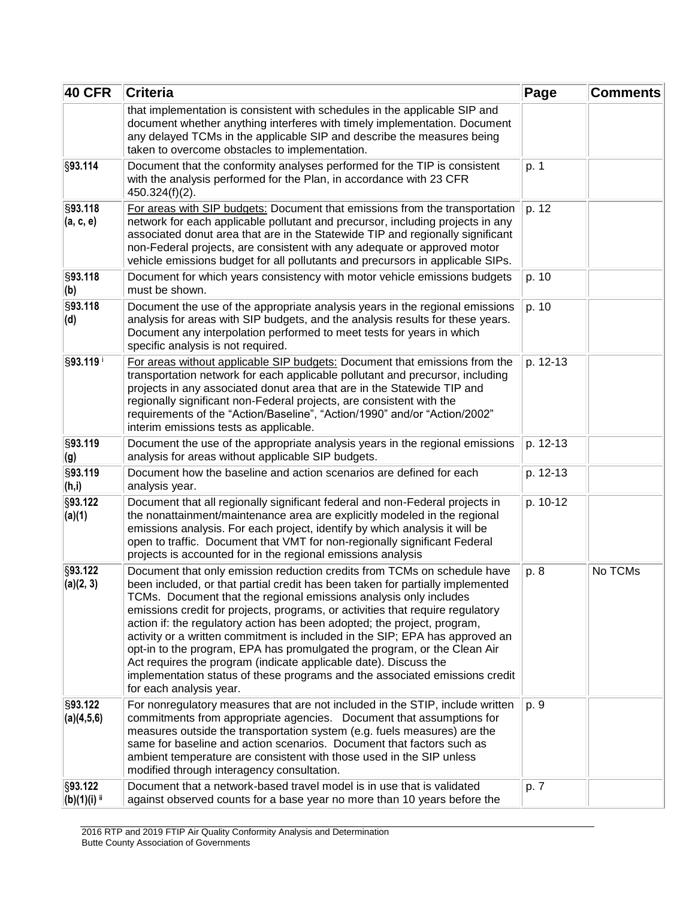| 40 CFR | Criteria | Page | Comments |
|---|---|---|---|
| | that implementation is consistent with schedules in the applicable SIP and document whether anything interferes with timely implementation. Document any delayed TCMs in the applicable SIP and describe the measures being taken to overcome obstacles to implementation. | | |
| §93.114 | Document that the conformity analyses performed for the TIP is consistent with the analysis performed for the Plan, in accordance with 23 CFR 450.324(f)(2). | p. 1 | |
| §93.118 (a, c, e) | For areas with SIP budgets: Document that emissions from the transportation network for each applicable pollutant and precursor, including projects in any associated donut area that are in the Statewide TIP and regionally significant non-Federal projects, are consistent with any adequate or approved motor vehicle emissions budget for all pollutants and precursors in applicable SIPs. | p. 12 | |
| §93.118 (b) | Document for which years consistency with motor vehicle emissions budgets must be shown. | p. 10 | |
| §93.118 (d) | Document the use of the appropriate analysis years in the regional emissions analysis for areas with SIP budgets, and the analysis results for these years. Document any interpolation performed to meet tests for years in which specific analysis is not required. | p. 10 | |
| §93.119 [i] | For areas without applicable SIP budgets: Document that emissions from the transportation network for each applicable pollutant and precursor, including projects in any associated donut area that are in the Statewide TIP and regionally significant non-Federal projects, are consistent with the requirements of the "Action/Baseline", "Action/1990" and/or "Action/2002" interim emissions tests as applicable. | p. 12-13 | |
| §93.119 (g) | Document the use of the appropriate analysis years in the regional emissions analysis for areas without applicable SIP budgets. | p. 12-13 | |
| §93.119 (h,i) | Document how the baseline and action scenarios are defined for each analysis year. | p. 12-13 | |
| §93.122 (a)(1) | Document that all regionally significant federal and non-Federal projects in the nonattainment/maintenance area are explicitly modeled in the regional emissions analysis. For each project, identify by which analysis it will be open to traffic. Document that VMT for non-regionally significant Federal projects is accounted for in the regional emissions analysis | p. 10-12 | |
| §93.122 (a)(2, 3) | Document that only emission reduction credits from TCMs on schedule have been included, or that partial credit has been taken for partially implemented TCMs. Document that the regional emissions analysis only includes emissions credit for projects, programs, or activities that require regulatory action if: the regulatory action has been adopted; the project, program, activity or a written commitment is included in the SIP; EPA has approved an opt-in to the program, EPA has promulgated the program, or the Clean Air Act requires the program (indicate applicable date). Discuss the implementation status of these programs and the associated emissions credit for each analysis year. | p. 8 | No TCMs |
| §93.122 (a)(4,5,6) | For nonregulatory measures that are not included in the STIP, include written commitments from appropriate agencies. Document that assumptions for measures outside the transportation system (e.g. fuels measures) are the same for baseline and action scenarios. Document that factors such as ambient temperature are consistent with those used in the SIP unless modified through interagency consultation. | p. 9 | |
| §93.122 (b)(1)(i) [ii] | Document that a network-based travel model is in use that is validated against observed counts for a base year no more than 10 years before the | p. 7 | |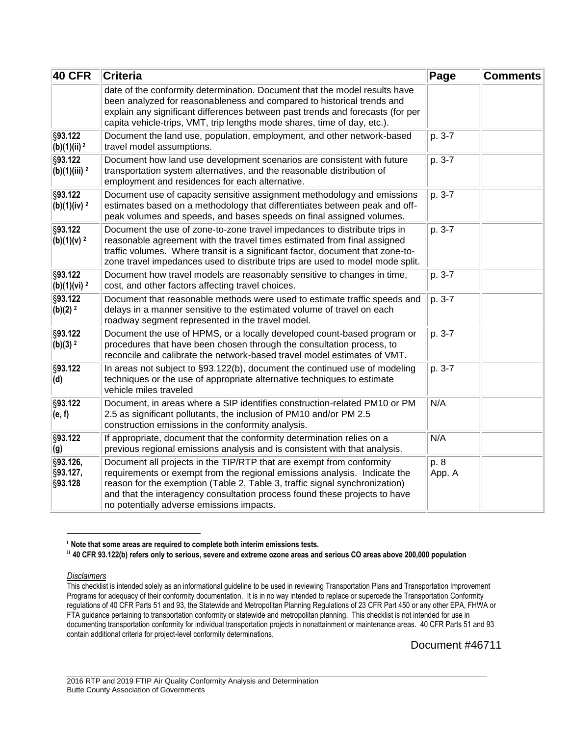| 40 CFR | Criteria | Page | Comments |
|---|---|---|---|
| | date of the conformity determination. Document that the model results have been analyzed for reasonableness and compared to historical trends and explain any significant differences between past trends and forecasts (for per capita vehicle-trips, VMT, trip lengths mode shares, time of day, etc.). | | |
| §93.122 (b)(1)(ii) [2] | Document the land use, population, employment, and other network-based travel model assumptions. | p. 3-7 | |
| §93.122 (b)(1)(iii) [2] | Document how land use development scenarios are consistent with future transportation system alternatives, and the reasonable distribution of employment and residences for each alternative. | p. 3-7 | |
| §93.122 (b)(1)(iv) [2] | Document use of capacity sensitive assignment methodology and emissions estimates based on a methodology that differentiates between peak and off-peak volumes and speeds, and bases speeds on final assigned volumes. | p. 3-7 | |
| §93.122 (b)(1)(v) [2] | Document the use of zone-to-zone travel impedances to distribute trips in reasonable agreement with the travel times estimated from final assigned traffic volumes. Where transit is a significant factor, document that zone-to-zone travel impedances used to distribute trips are used to model mode split. | p. 3-7 | |
| §93.122 (b)(1)(vi) [2] | Document how travel models are reasonably sensitive to changes in time, cost, and other factors affecting travel choices. | p. 3-7 | |
| §93.122 (b)(2) [2] | Document that reasonable methods were used to estimate traffic speeds and delays in a manner sensitive to the estimated volume of travel on each roadway segment represented in the travel model. | p. 3-7 | |
| §93.122 (b)(3) [2] | Document the use of HPMS, or a locally developed count-based program or procedures that have been chosen through the consultation process, to reconcile and calibrate the network-based travel model estimates of VMT. | p. 3-7 | |
| §93.122 (d) | In areas not subject to §93.122(b), document the continued use of modeling techniques or the use of appropriate alternative techniques to estimate vehicle miles traveled | p. 3-7 | |
| §93.122 (e, f) | Document, in areas where a SIP identifies construction-related PM10 or PM 2.5 as significant pollutants, the inclusion of PM10 and/or PM 2.5 construction emissions in the conformity analysis. | N/A | |
| §93.122 (g) | If appropriate, document that the conformity determination relies on a previous regional emissions analysis and is consistent with that analysis. | N/A | |
| §93.126, §93.127, §93.128 | Document all projects in the TIP/RTP that are exempt from conformity requirements or exempt from the regional emissions analysis. Indicate the reason for the exemption (Table 2, Table 3, traffic signal synchronization) and that the interagency consultation process found these projects to have no potentially adverse emissions impacts. | p. 8 App. A | |

[i] **Note that some areas are required to complete both interim emissions tests.**

[ii] **40 CFR 93.122(b) refers only to serious, severe and extreme ozone areas and serious CO areas above 200,000 population**

*Disclaimers*

This checklist is intended solely as an informational guideline to be used in reviewing Transportation Plans and Transportation Improvement Programs for adequacy of their conformity documentation. It is in no way intended to replace or supercede the Transportation Conformity regulations of 40 CFR Parts 51 and 93, the Statewide and Metropolitan Planning Regulations of 23 CFR Part 450 or any other EPA, FHWA or FTA guidance pertaining to transportation conformity or statewide and metropolitan planning. This checklist is not intended for use in documenting transportation conformity for individual transportation projects in nonattainment or maintenance areas. 40 CFR Parts 51 and 93 contain additional criteria for project-level conformity determinations.

Document #46711